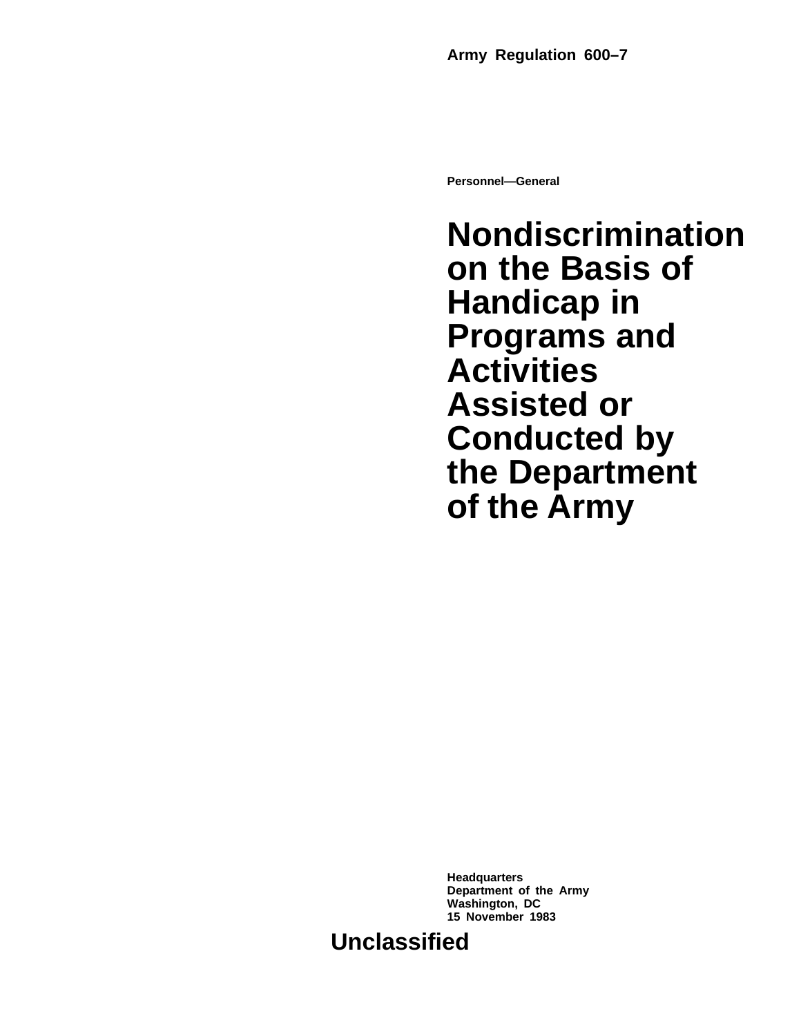**Army Regulation 600–7**

**Personnel—General**

# Nondiscrimination on the Basis of Handicap in Programs and Activities Assisted or Conducted by the Department of the Army

**Headquarters**
**Department of the Army**
**Washington, DC**
**15 November 1983**

**Unclassified**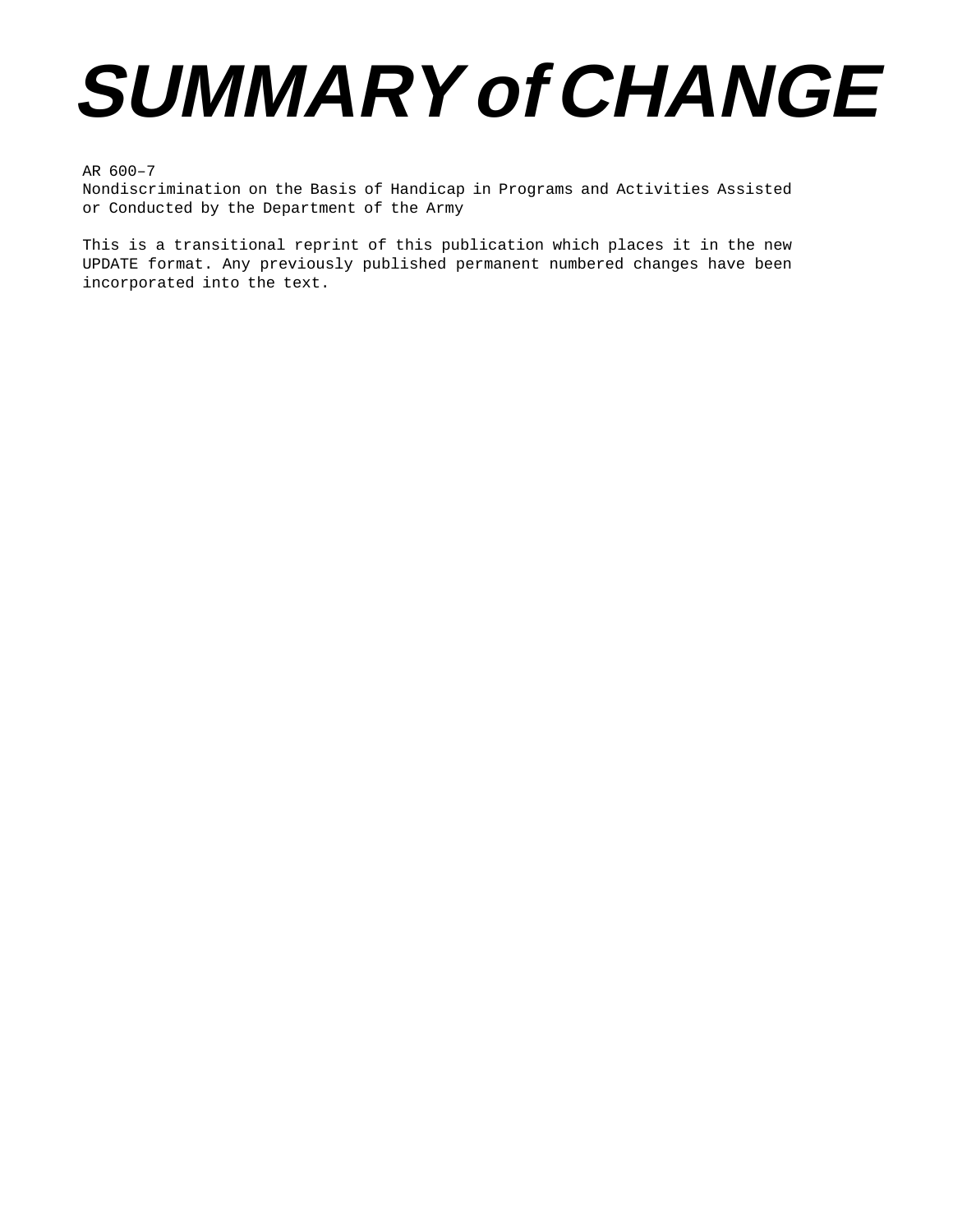# *SUMMARY of CHANGE*

AR 600–7
Nondiscrimination on the Basis of Handicap in Programs and Activities Assisted or Conducted by the Department of the Army

This is a transitional reprint of this publication which places it in the new UPDATE format. Any previously published permanent numbered changes have been incorporated into the text.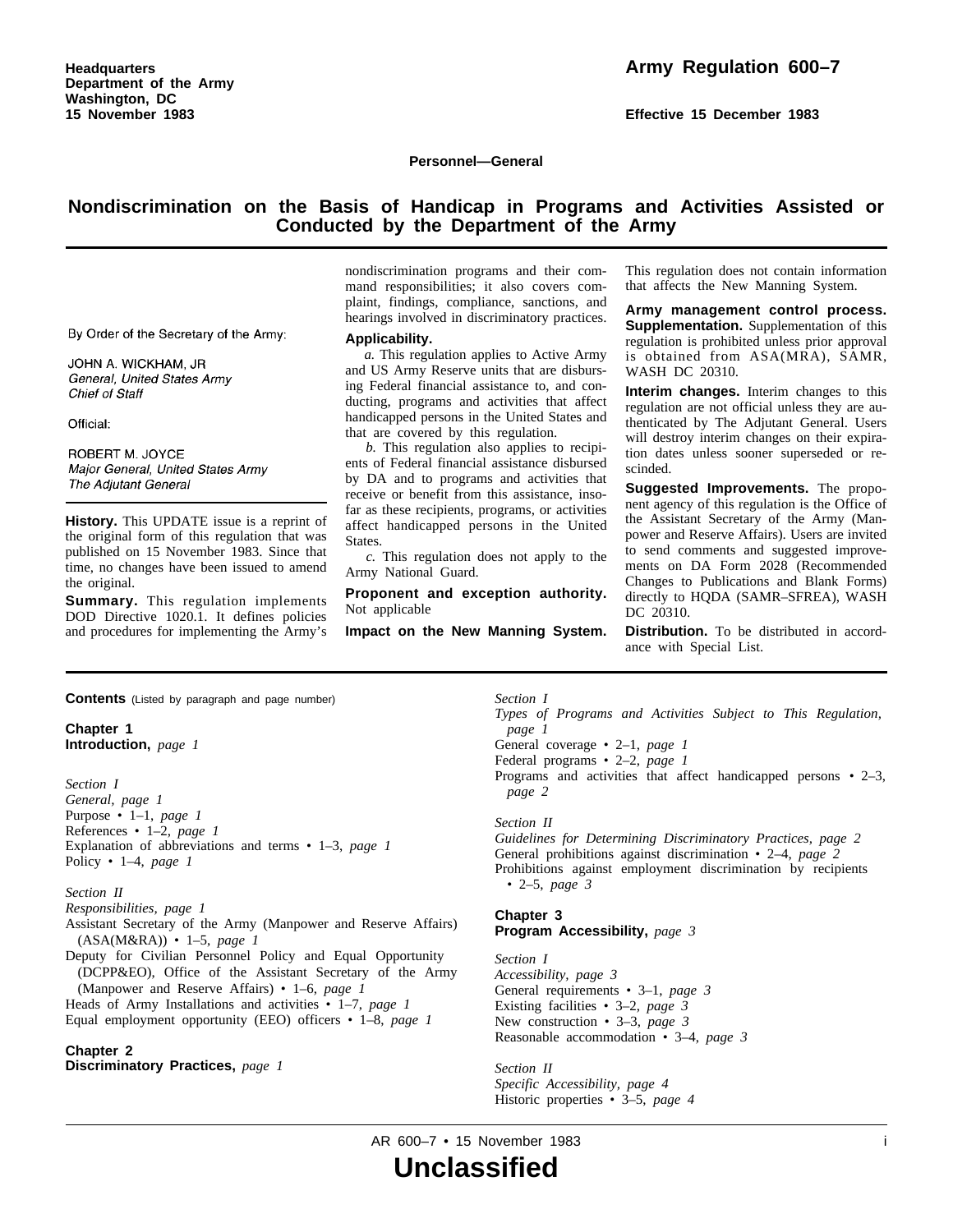Headquarters
Department of the Army
Washington, DC
15 November 1983

**Army Regulation 600–7**

**Effective 15 December 1983**

**Personnel—General**

# Nondiscrimination on the Basis of Handicap in Programs and Activities Assisted or Conducted by the Department of the Army

By Order of the Secretary of the Army:

JOHN A. WICKHAM, JR
*General, United States Army*
*Chief of Staff*

Official:

ROBERT M. JOYCE
*Major General, United States Army*
*The Adjutant General*

**History.** This UPDATE issue is a reprint of the original form of this regulation that was published on 15 November 1983. Since that time, no changes have been issued to amend the original.

**Summary.** This regulation implements DOD Directive 1020.1. It defines policies and procedures for implementing the Army's nondiscrimination programs and their command responsibilities; it also covers complaint, findings, compliance, sanctions, and hearings involved in discriminatory practices.

**Applicability.**

*a.* This regulation applies to Active Army and US Army Reserve units that are disbursing Federal financial assistance to, and conducting, programs and activities that affect handicapped persons in the United States and that are covered by this regulation.

*b.* This regulation also applies to recipients of Federal financial assistance disbursed by DA and to programs and activities that receive or benefit from this assistance, insofar as these recipients, programs, or activities affect handicapped persons in the United States.

*c.* This regulation does not apply to the Army National Guard.

**Proponent and exception authority.** Not applicable

**Impact on the New Manning System.** This regulation does not contain information that affects the New Manning System.

**Army management control process. Supplementation.** Supplementation of this regulation is prohibited unless prior approval is obtained from ASA(MRA), SAMR, WASH DC 20310.

**Interim changes.** Interim changes to this regulation are not official unless they are authenticated by The Adjutant General. Users will destroy interim changes on their expiration dates unless sooner superseded or rescinded.

**Suggested Improvements.** The proponent agency of this regulation is the Office of the Assistant Secretary of the Army (Manpower and Reserve Affairs). Users are invited to send comments and suggested improvements on DA Form 2028 (Recommended Changes to Publications and Blank Forms) directly to HQDA (SAMR–SFREA), WASH DC 20310.

**Distribution.** To be distributed in accordance with Special List.

**Contents** (Listed by paragraph and page number)

**Chapter 1**
**Introduction,** *page 1*

*Section I*
*General, page 1*
Purpose • 1–1, *page 1*
References • 1–2, *page 1*
Explanation of abbreviations and terms • 1–3, *page 1*
Policy • 1–4, *page 1*

*Section II*
*Responsibilities, page 1*
Assistant Secretary of the Army (Manpower and Reserve Affairs) (ASA(M&RA)) • 1–5, *page 1*
Deputy for Civilian Personnel Policy and Equal Opportunity (DCPP&EO), Office of the Assistant Secretary of the Army (Manpower and Reserve Affairs) • 1–6, *page 1*
Heads of Army Installations and activities • 1–7, *page 1*
Equal employment opportunity (EEO) officers • 1–8, *page 1*

**Chapter 2**
**Discriminatory Practices,** *page 1*

*Section I*
*Types of Programs and Activities Subject to This Regulation, page 1*
General coverage • 2–1, *page 1*
Federal programs • 2–2, *page 1*
Programs and activities that affect handicapped persons • 2–3, *page 2*

*Section II*
*Guidelines for Determining Discriminatory Practices, page 2*
General prohibitions against discrimination • 2–4, *page 2*
Prohibitions against employment discrimination by recipients • 2–5, *page 3*

**Chapter 3**
**Program Accessibility,** *page 3*

*Section I*
*Accessibility, page 3*
General requirements • 3–1, *page 3*
Existing facilities • 3–2, *page 3*
New construction • 3–3, *page 3*
Reasonable accommodation • 3–4, *page 3*

*Section II*
*Specific Accessibility, page 4*
Historic properties • 3–5, *page 4*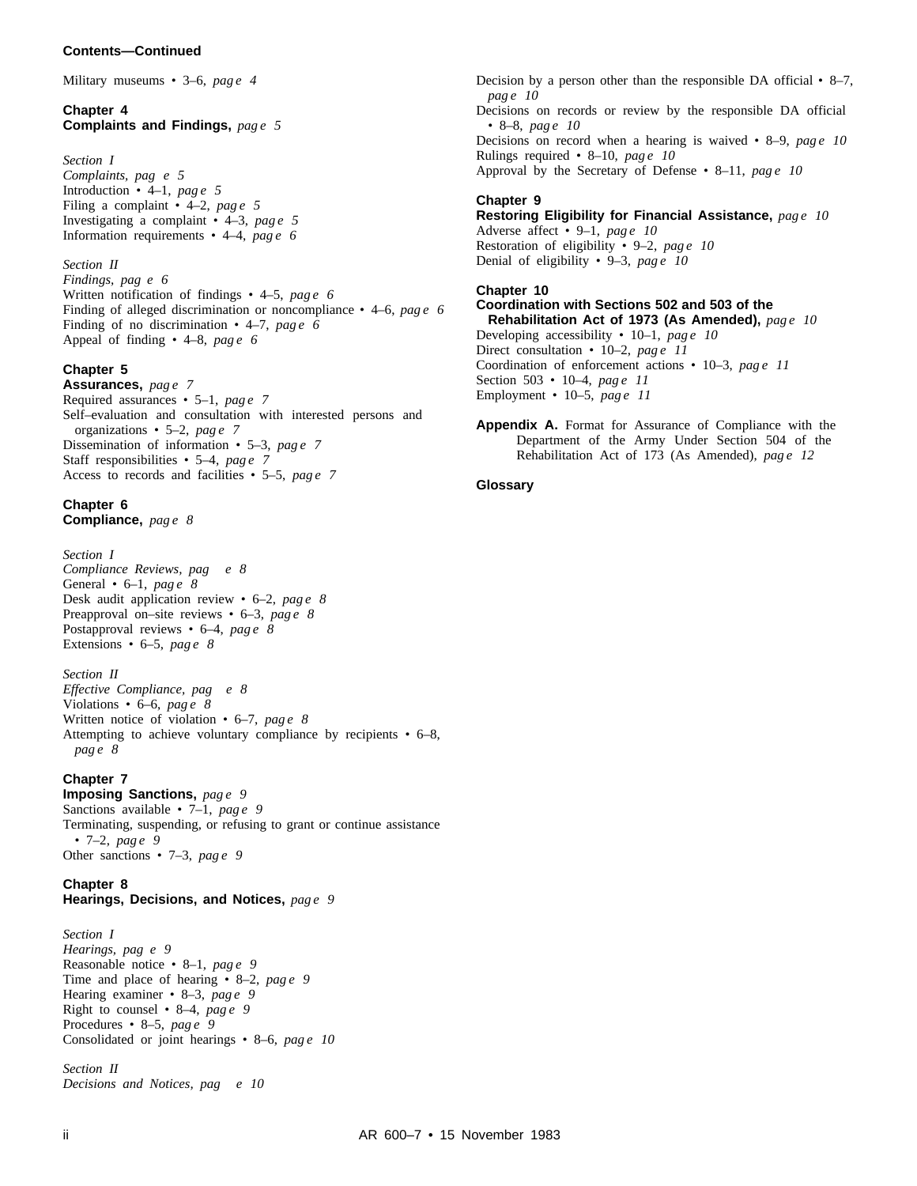**Contents—Continued**

Military museums • 3–6, *page 4*

**Chapter 4**
**Complaints and Findings,** *page 5*

*Section I*
*Complaints, page 5*
Introduction • 4–1, *page 5*
Filing a complaint • 4–2, *page 5*
Investigating a complaint • 4–3, *page 5*
Information requirements • 4–4, *page 6*

*Section II*
*Findings, page 6*
Written notification of findings • 4–5, *page 6*
Finding of alleged discrimination or noncompliance • 4–6, *page 6*
Finding of no discrimination • 4–7, *page 6*
Appeal of finding • 4–8, *page 6*

**Chapter 5**
**Assurances,** *page 7*
Required assurances • 5–1, *page 7*
Self–evaluation and consultation with interested persons and organizations • 5–2, *page 7*
Dissemination of information • 5–3, *page 7*
Staff responsibilities • 5–4, *page 7*
Access to records and facilities • 5–5, *page 7*

**Chapter 6**
**Compliance,** *page 8*

*Section I*
*Compliance Reviews, page 8*
General • 6–1, *page 8*
Desk audit application review • 6–2, *page 8*
Preapproval on–site reviews • 6–3, *page 8*
Postapproval reviews • 6–4, *page 8*
Extensions • 6–5, *page 8*

*Section II*
*Effective Compliance, page 8*
Violations • 6–6, *page 8*
Written notice of violation • 6–7, *page 8*
Attempting to achieve voluntary compliance by recipients • 6–8, *page 8*

**Chapter 7**
**Imposing Sanctions,** *page 9*
Sanctions available • 7–1, *page 9*
Terminating, suspending, or refusing to grant or continue assistance • 7–2, *page 9*
Other sanctions • 7–3, *page 9*

**Chapter 8**
**Hearings, Decisions, and Notices,** *page 9*

*Section I*
*Hearings, page 9*
Reasonable notice • 8–1, *page 9*
Time and place of hearing • 8–2, *page 9*
Hearing examiner • 8–3, *page 9*
Right to counsel • 8–4, *page 9*
Procedures • 8–5, *page 9*
Consolidated or joint hearings • 8–6, *page 10*

*Section II*
*Decisions and Notices, page 10*
Decision by a person other than the responsible DA official • 8–7, *page 10*
Decisions on records or review by the responsible DA official • 8–8, *page 10*
Decisions on record when a hearing is waived • 8–9, *page 10*
Rulings required • 8–10, *page 10*
Approval by the Secretary of Defense • 8–11, *page 10*

**Chapter 9**
**Restoring Eligibility for Financial Assistance,** *page 10*
Adverse affect • 9–1, *page 10*
Restoration of eligibility • 9–2, *page 10*
Denial of eligibility • 9–3, *page 10*

**Chapter 10**
**Coordination with Sections 502 and 503 of the Rehabilitation Act of 1973 (As Amended),** *page 10*
Developing accessibility • 10–1, *page 10*
Direct consultation • 10–2, *page 11*
Coordination of enforcement actions • 10–3, *page 11*
Section 503 • 10–4, *page 11*
Employment • 10–5, *page 11*

**Appendix A.** Format for Assurance of Compliance with the Department of the Army Under Section 504 of the Rehabilitation Act of 173 (As Amended), *page 12*

**Glossary**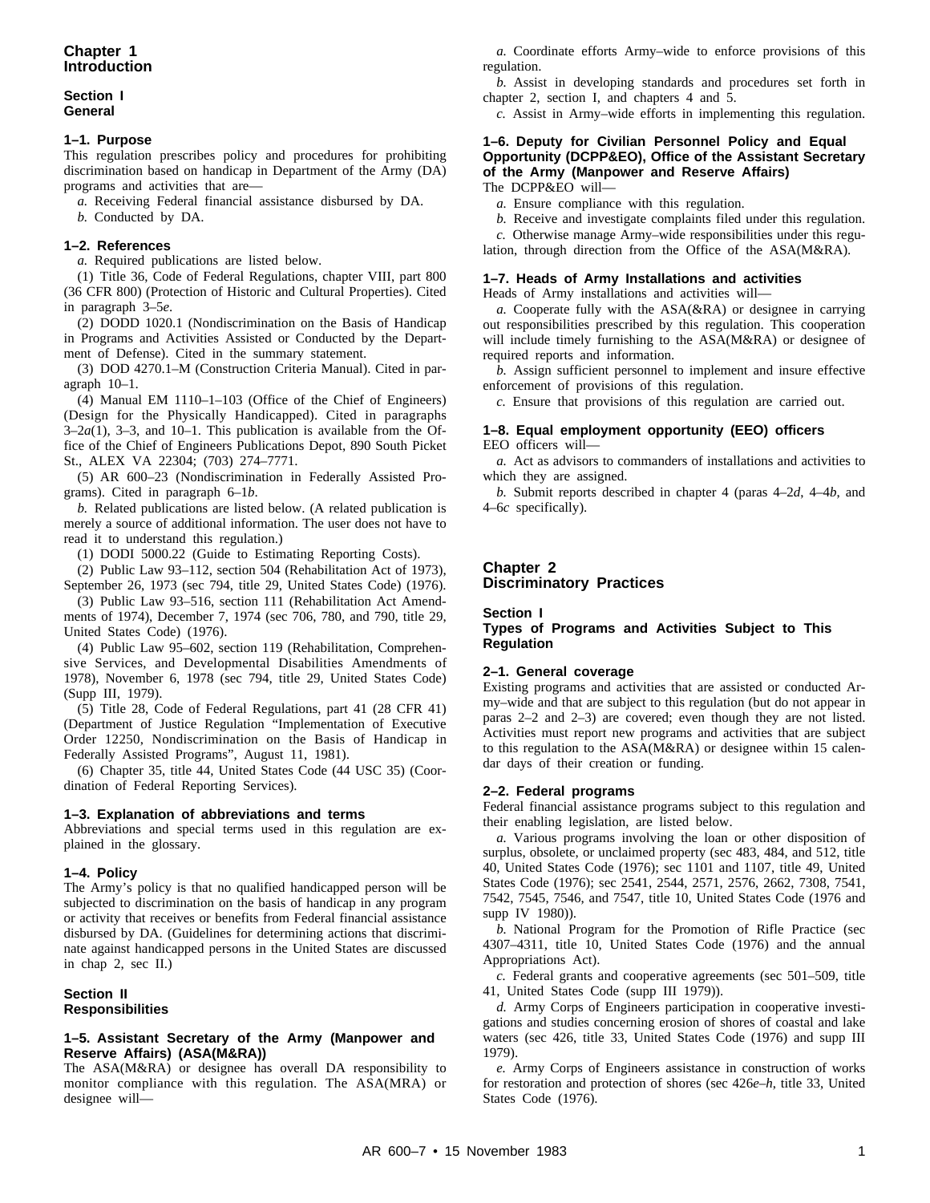# Chapter 1
# Introduction

## Section I
## General

### 1–1. Purpose

This regulation prescribes policy and procedures for prohibiting discrimination based on handicap in Department of the Army (DA) programs and activities that are—

*a.* Receiving Federal financial assistance disbursed by DA.

*b.* Conducted by DA.

### 1–2. References

*a.* Required publications are listed below.

(1) Title 36, Code of Federal Regulations, chapter VIII, part 800 (36 CFR 800) (Protection of Historic and Cultural Properties). Cited in paragraph 3–5*e*.

(2) DODD 1020.1 (Nondiscrimination on the Basis of Handicap in Programs and Activities Assisted or Conducted by the Department of Defense). Cited in the summary statement.

(3) DOD 4270.1–M (Construction Criteria Manual). Cited in paragraph 10–1.

(4) Manual EM 1110–1–103 (Office of the Chief of Engineers) (Design for the Physically Handicapped). Cited in paragraphs 3–2*a*(1), 3–3, and 10–1. This publication is available from the Office of the Chief of Engineers Publications Depot, 890 South Picket St., ALEX VA 22304; (703) 274–7771.

(5) AR 600–23 (Nondiscrimination in Federally Assisted Programs). Cited in paragraph 6–1*b*.

*b.* Related publications are listed below. (A related publication is merely a source of additional information. The user does not have to read it to understand this regulation.)

(1) DODI 5000.22 (Guide to Estimating Reporting Costs).

(2) Public Law 93–112, section 504 (Rehabilitation Act of 1973), September 26, 1973 (sec 794, title 29, United States Code) (1976).

(3) Public Law 93–516, section 111 (Rehabilitation Act Amendments of 1974), December 7, 1974 (sec 706, 780, and 790, title 29, United States Code) (1976).

(4) Public Law 95–602, section 119 (Rehabilitation, Comprehensive Services, and Developmental Disabilities Amendments of 1978), November 6, 1978 (sec 794, title 29, United States Code) (Supp III, 1979).

(5) Title 28, Code of Federal Regulations, part 41 (28 CFR 41) (Department of Justice Regulation "Implementation of Executive Order 12250, Nondiscrimination on the Basis of Handicap in Federally Assisted Programs", August 11, 1981).

(6) Chapter 35, title 44, United States Code (44 USC 35) (Coordination of Federal Reporting Services).

### 1–3. Explanation of abbreviations and terms

Abbreviations and special terms used in this regulation are explained in the glossary.

### 1–4. Policy

The Army's policy is that no qualified handicapped person will be subjected to discrimination on the basis of handicap in any program or activity that receives or benefits from Federal financial assistance disbursed by DA. (Guidelines for determining actions that discriminate against handicapped persons in the United States are discussed in chap 2, sec II.)

## Section II
## Responsibilities

### 1–5. Assistant Secretary of the Army (Manpower and Reserve Affairs) (ASA(M&RA))

The ASA(M&RA) or designee has overall DA responsibility to monitor compliance with this regulation. The ASA(MRA) or designee will—

*a.* Coordinate efforts Army–wide to enforce provisions of this regulation.

*b.* Assist in developing standards and procedures set forth in chapter 2, section I, and chapters 4 and 5.

*c.* Assist in Army–wide efforts in implementing this regulation.

### 1–6. Deputy for Civilian Personnel Policy and Equal Opportunity (DCPP&EO), Office of the Assistant Secretary of the Army (Manpower and Reserve Affairs)

The DCPP&EO will—

*a.* Ensure compliance with this regulation.

*b.* Receive and investigate complaints filed under this regulation.

*c.* Otherwise manage Army–wide responsibilities under this regulation, through direction from the Office of the ASA(M&RA).

### 1–7. Heads of Army installations and activities

Heads of Army installations and activities will—

*a.* Cooperate fully with the ASA(&RA) or designee in carrying out responsibilities prescribed by this regulation. This cooperation will include timely furnishing to the ASA(M&RA) or designee of required reports and information.

*b.* Assign sufficient personnel to implement and insure effective enforcement of provisions of this regulation.

*c.* Ensure that provisions of this regulation are carried out.

### 1–8. Equal employment opportunity (EEO) officers

EEO officers will—

*a.* Act as advisors to commanders of installations and activities to which they are assigned.

*b.* Submit reports described in chapter 4 (paras 4–2*d*, 4–4*b*, and 4–6*c* specifically).

# Chapter 2
# Discriminatory Practices

## Section I
## Types of Programs and Activities Subject to This Regulation

### 2–1. General coverage

Existing programs and activities that are assisted or conducted Army–wide and that are subject to this regulation (but do not appear in paras 2–2 and 2–3) are covered; even though they are not listed. Activities must report new programs and activities that are subject to this regulation to the ASA(M&RA) or designee within 15 calendar days of their creation or funding.

### 2–2. Federal programs

Federal financial assistance programs subject to this regulation and their enabling legislation, are listed below.

*a.* Various programs involving the loan or other disposition of surplus, obsolete, or unclaimed property (sec 483, 484, and 512, title 40, United States Code (1976); sec 1101 and 1107, title 49, United States Code (1976); sec 2541, 2544, 2571, 2576, 2662, 7308, 7541, 7542, 7545, 7546, and 7547, title 10, United States Code (1976 and supp IV 1980)).

*b.* National Program for the Promotion of Rifle Practice (sec 4307–4311, title 10, United States Code (1976) and the annual Appropriations Act).

*c.* Federal grants and cooperative agreements (sec 501–509, title 41, United States Code (supp III 1979)).

*d.* Army Corps of Engineers participation in cooperative investigations and studies concerning erosion of shores of coastal and lake waters (sec 426, title 33, United States Code (1976) and supp III 1979).

*e.* Army Corps of Engineers assistance in construction of works for restoration and protection of shores (sec 426*e–h*, title 33, United States Code (1976).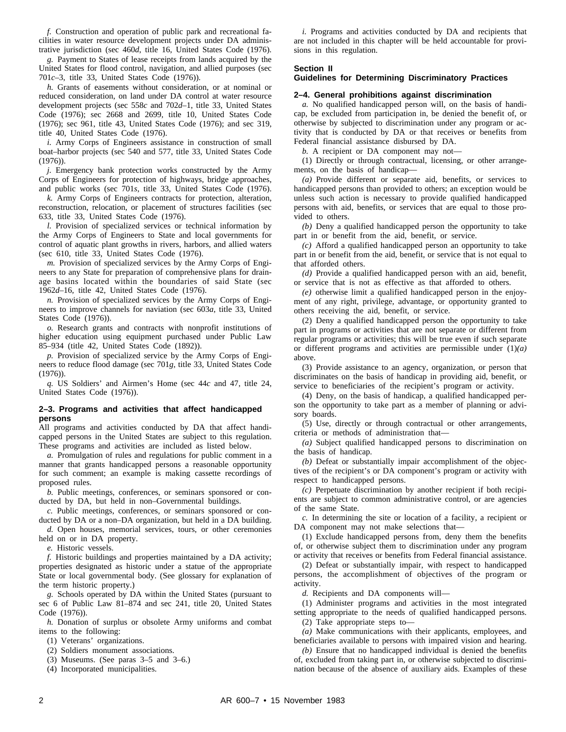*f.* Construction and operation of public park and recreational facilities in water resource development projects under DA administrative jurisdiction (sec 460*d*, title 16, United States Code (1976).

*g.* Payment to States of lease receipts from lands acquired by the United States for flood control, navigation, and allied purposes (sec 701*c*–3, title 33, United States Code (1976)).

*h.* Grants of easements without consideration, or at nominal or reduced consideration, on land under DA control at water resource development projects (sec 558*c* and 702*d*–1, title 33, United States Code (1976); sec 2668 and 2699, title 10, United States Code (1976); sec 961, title 43, United States Code (1976); and sec 319, title 40, United States Code (1976).

*i.* Army Corps of Engineers assistance in construction of small boat–harbor projects (sec 540 and 577, title 33, United States Code (1976)).

*j.* Emergency bank protection works constructed by the Army Corps of Engineers for protection of highways, bridge approaches, and public works (sec 701*s*, title 33, United States Code (1976).

*k.* Army Corps of Engineers contracts for protection, alteration, reconstruction, relocation, or placement of structures facilities (sec 633, title 33, United States Code (1976).

*l.* Provision of specialized services or technical information by the Army Corps of Engineers to State and local governments for control of aquatic plant growths in rivers, harbors, and allied waters (sec 610, title 33, United States Code (1976).

*m.* Provision of specialized services by the Army Corps of Engineers to any State for preparation of comprehensive plans for drainage basins located within the boundaries of said State (sec 1962*d*–16, title 42, United States Code (1976).

*n.* Provision of specialized services by the Army Corps of Engineers to improve channels for naviation (sec 603*a*, title 33, United States Code (1976)).

*o.* Research grants and contracts with nonprofit institutions of higher education using equipment purchased under Public Law 85–934 (title 42, United States Code (1892)).

*p.* Provision of specialized service by the Army Corps of Engineers to reduce flood damage (sec 701*g*, title 33, United States Code (1976)).

*q.* US Soldiers' and Airmen's Home (sec 44*c* and 47, title 24, United States Code (1976)).

### 2–3. Programs and activities that affect handicapped persons

All programs and activities conducted by DA that affect handicapped persons in the United States are subject to this regulation. These programs and activities are included as listed below.

*a.* Promulgation of rules and regulations for public comment in a manner that grants handicapped persons a reasonable opportunity for such comment; an example is making cassette recordings of proposed rules.

*b.* Public meetings, conferences, or seminars sponsored or conducted by DA, but held in non–Governmental buildings.

*c.* Public meetings, conferences, or seminars sponsored or conducted by DA or a non–DA organization, but held in a DA building.

*d.* Open houses, memorial services, tours, or other ceremonies held on or in DA property.

*e.* Historic vessels.

*f.* Historic buildings and properties maintained by a DA activity; properties designated as historic under a statue of the appropriate State or local governmental body. (See glossary for explanation of the term historic property.)

*g.* Schools operated by DA within the United States (pursuant to sec 6 of Public Law 81–874 and sec 241, title 20, United States Code (1976)).

*h.* Donation of surplus or obsolete Army uniforms and combat items to the following:

(1) Veterans' organizations.

(2) Soldiers monument associations.

(3) Museums. (See paras 3–5 and 3–6.)

(4) Incorporated municipalities.

*i.* Programs and activities conducted by DA and recipients that are not included in this chapter will be held accountable for provisions in this regulation.

## Section II
## Guidelines for Determining Discriminatory Practices

### 2–4. General prohibitions against discrimination

*a.* No qualified handicapped person will, on the basis of handicap, be excluded from participation in, be denied the benefit of, or otherwise by subjected to discrimination under any program or activity that is conducted by DA or that receives or benefits from Federal financial assistance disbursed by DA.

*b.* A recipient or DA component may not—

(1) Directly or through contractual, licensing, or other arrangements, on the basis of handicap—

*(a)* Provide different or separate aid, benefits, or services to handicapped persons than provided to others; an exception would be unless such action is necessary to provide qualified handicapped persons with aid, benefits, or services that are equal to those provided to others.

*(b)* Deny a qualified handicapped person the opportunity to take part in or benefit from the aid, benefit, or service.

*(c)* Afford a qualified handicapped person an opportunity to take part in or benefit from the aid, benefit, or service that is not equal to that afforded others.

*(d)* Provide a qualified handicapped person with an aid, benefit, or service that is not as effective as that afforded to others.

*(e)* otherwise limit a qualified handicapped person in the enjoyment of any right, privilege, advantage, or opportunity granted to others receiving the aid, benefit, or service.

(2) Deny a qualified handicapped person the opportunity to take part in programs or activities that are not separate or different from regular programs or activities; this will be true even if such separate or different programs and activities are permissible under (1)*(a)* above.

(3) Provide assistance to an agency, organization, or person that discriminates on the basis of handicap in providing aid, benefit, or service to beneficiaries of the recipient's program or activity.

(4) Deny, on the basis of handicap, a qualified handicapped person the opportunity to take part as a member of planning or advisory boards.

(5) Use, directly or through contractual or other arrangements, criteria or methods of administration that—

*(a)* Subject qualified handicapped persons to discrimination on the basis of handicap.

*(b)* Defeat or substantially impair accomplishment of the objectives of the recipient's or DA component's program or activity with respect to handicapped persons.

*(c)* Perpetuate discrimination by another recipient if both recipients are subject to common administrative control, or are agencies of the same State.

*c.* In determining the site or location of a facility, a recipient or DA component may not make selections that—

(1) Exclude handicapped persons from, deny them the benefits of, or otherwise subject them to discrimination under any program or activity that receives or benefits from Federal financial assistance.

(2) Defeat or substantially impair, with respect to handicapped persons, the accomplishment of objectives of the program or activity.

*d.* Recipients and DA components will—

(1) Administer programs and activities in the most integrated setting appropriate to the needs of qualified handicapped persons.

(2) Take appropriate steps to—

*(a)* Make communications with their applicants, employees, and beneficiaries available to persons with impaired vision and hearing.

*(b)* Ensure that no handicapped individual is denied the benefits of, excluded from taking part in, or otherwise subjected to discrimination because of the absence of auxiliary aids. Examples of these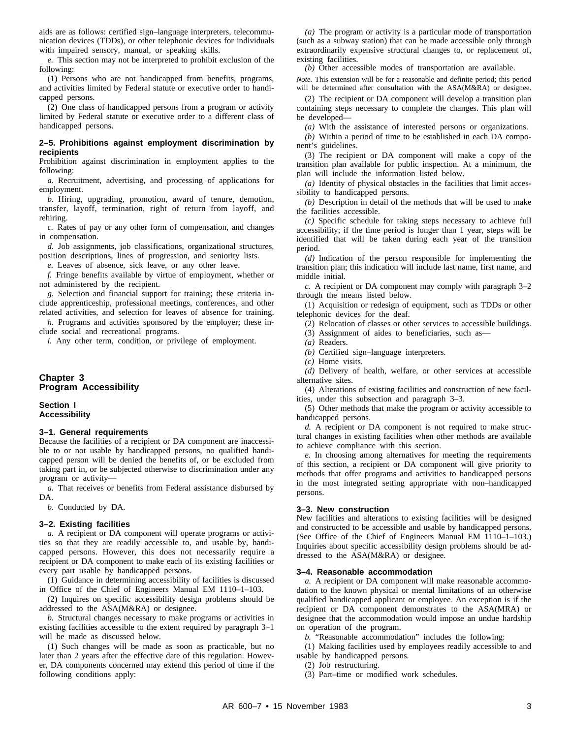aids are as follows: certified sign–language interpreters, telecommunication devices (TDDs), or other telephonic devices for individuals with impaired sensory, manual, or speaking skills.

*e.* This section may not be interpreted to prohibit exclusion of the following:

(1) Persons who are not handicapped from benefits, programs, and activities limited by Federal statute or executive order to handicapped persons.

(2) One class of handicapped persons from a program or activity limited by Federal statute or executive order to a different class of handicapped persons.

### 2–5. Prohibitions against employment discrimination by recipients

Prohibition against discrimination in employment applies to the following:

*a.* Recruitment, advertising, and processing of applications for employment.

*b.* Hiring, upgrading, promotion, award of tenure, demotion, transfer, layoff, termination, right of return from layoff, and rehiring.

*c.* Rates of pay or any other form of compensation, and changes in compensation.

*d.* Job assignments, job classifications, organizational structures, position descriptions, lines of progression, and seniority lists.

*e.* Leaves of absence, sick leave, or any other leave.

*f.* Fringe benefits available by virtue of employment, whether or not administered by the recipient.

*g.* Selection and financial support for training; these criteria include apprenticeship, professional meetings, conferences, and other related activities, and selection for leaves of absence for training.

*h.* Programs and activities sponsored by the employer; these include social and recreational programs.

*i.* Any other term, condition, or privilege of employment.

# Chapter 3
# Program Accessibility

## Section I
## Accessibility

### 3–1. General requirements

Because the facilities of a recipient or DA component are inaccessible to or not usable by handicapped persons, no qualified handicapped person will be denied the benefits of, or be excluded from taking part in, or be subjected otherwise to discrimination under any program or activity—

*a.* That receives or benefits from Federal assistance disbursed by DA.

*b.* Conducted by DA.

### 3–2. Existing facilities

*a.* A recipient or DA component will operate programs or activities so that they are readily accessible to, and usable by, handicapped persons. However, this does not necessarily require a recipient or DA component to make each of its existing facilities or every part usable by handicapped persons.

(1) Guidance in determining accessibility of facilities is discussed in Office of the Chief of Engineers Manual EM 1110–1–103.

(2) Inquires on specific accessibility design problems should be addressed to the ASA(M&RA) or designee.

*b.* Structural changes necessary to make programs or activities in existing facilities accessible to the extent required by paragraph 3–1 will be made as discussed below.

(1) Such changes will be made as soon as practicable, but no later than 2 years after the effective date of this regulation. However, DA components concerned may extend this period of time if the following conditions apply:

*(a)* The program or activity is a particular mode of transportation (such as a subway station) that can be made accessible only through extraordinarily expensive structural changes to, or replacement of, existing facilities.

*(b)* Other accessible modes of transportation are available.

*Note.* This extension will be for a reasonable and definite period; this period will be determined after consultation with the ASA(M&RA) or designee.

(2) The recipient or DA component will develop a transition plan containing steps necessary to complete the changes. This plan will be developed—

*(a)* With the assistance of interested persons or organizations.

*(b)* Within a period of time to be established in each DA component's guidelines.

(3) The recipient or DA component will make a copy of the transition plan available for public inspection. At a minimum, the plan will include the information listed below.

*(a)* Identity of physical obstacles in the facilities that limit accessibility to handicapped persons.

*(b)* Description in detail of the methods that will be used to make the facilities accessible.

*(c)* Specific schedule for taking steps necessary to achieve full accessibility; if the time period is longer than 1 year, steps will be identified that will be taken during each year of the transition period.

*(d)* Indication of the person responsible for implementing the transition plan; this indication will include last name, first name, and middle initial.

*c.* A recipient or DA component may comply with paragraph 3–2 through the means listed below.

(1) Acquisition or redesign of equipment, such as TDDs or other telephonic devices for the deaf.

(2) Relocation of classes or other services to accessible buildings.

(3) Assignment of aides to beneficiaries, such as—

*(a)* Readers.

*(b)* Certified sign–language interpreters.

*(c)* Home visits.

*(d)* Delivery of health, welfare, or other services at accessible alternative sites.

(4) Alterations of existing facilities and construction of new facilities, under this subsection and paragraph 3–3.

(5) Other methods that make the program or activity accessible to handicapped persons.

*d.* A recipient or DA component is not required to make structural changes in existing facilities when other methods are available to achieve compliance with this section.

*e.* In choosing among alternatives for meeting the requirements of this section, a recipient or DA component will give priority to methods that offer programs and activities to handicapped persons in the most integrated setting appropriate with non–handicapped persons.

### 3–3. New construction

New facilities and alterations to existing facilities will be designed and constructed to be accessible and usable by handicapped persons. (See Office of the Chief of Engineers Manual EM 1110–1–103.) Inquiries about specific accessibility design problems should be addressed to the ASA(M&RA) or designee.

### 3–4. Reasonable accommodation

*a.* A recipient or DA component will make reasonable accommodation to the known physical or mental limitations of an otherwise qualified handicapped applicant or employee. An exception is if the recipient or DA component demonstrates to the ASA(MRA) or designee that the accommodation would impose an undue hardship on operation of the program.

*b.* "Reasonable accommodation" includes the following:

(1) Making facilities used by employees readily accessible to and usable by handicapped persons.

(2) Job restructuring.

(3) Part–time or modified work schedules.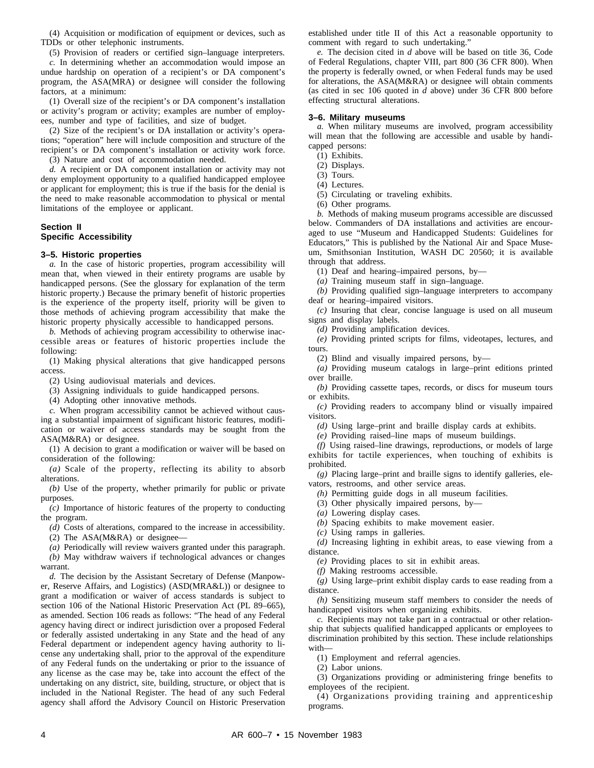(4) Acquisition or modification of equipment or devices, such as TDDs or other telephonic instruments.

(5) Provision of readers or certified sign–language interpreters.

*c.* In determining whether an accommodation would impose an undue hardship on operation of a recipient's or DA component's program, the ASA(MRA) or designee will consider the following factors, at a minimum:

(1) Overall size of the recipient's or DA component's installation or activity's program or activity; examples are number of employees, number and type of facilities, and size of budget.

(2) Size of the recipient's or DA installation or activity's operations; "operation" here will include composition and structure of the recipient's or DA component's installation or activity work force.

(3) Nature and cost of accommodation needed.

*d.* A recipient or DA component installation or activity may not deny employment opportunity to a qualified handicapped employee or applicant for employment; this is true if the basis for the denial is the need to make reasonable accommodation to physical or mental limitations of the employee or applicant.

## Section II
## Specific Accessibility

### 3–5. Historic properties

*a.* In the case of historic properties, program accessibility will mean that, when viewed in their entirety programs are usable by handicapped persons. (See the glossary for explanation of the term historic property.) Because the primary benefit of historic properties is the experience of the property itself, priority will be given to those methods of achieving program accessibility that make the historic property physically accessible to handicapped persons.

*b.* Methods of achieving program accessibility to otherwise inaccessible areas or features of historic properties include the following:

(1) Making physical alterations that give handicapped persons access.

(2) Using audiovisual materials and devices.

(3) Assigning individuals to guide handicapped persons.

(4) Adopting other innovative methods.

*c.* When program accessibility cannot be achieved without causing a substantial impairment of significant historic features, modification or waiver of access standards may be sought from the ASA(M&RA) or designee.

(1) A decision to grant a modification or waiver will be based on consideration of the following:

*(a)* Scale of the property, reflecting its ability to absorb alterations.

*(b)* Use of the property, whether primarily for public or private purposes.

*(c)* Importance of historic features of the property to conducting the program.

*(d)* Costs of alterations, compared to the increase in accessibility.

(2) The ASA(M&RA) or designee—

*(a)* Periodically will review waivers granted under this paragraph.

*(b)* May withdraw waivers if technological advances or changes warrant.

*d.* The decision by the Assistant Secretary of Defense (Manpower, Reserve Affairs, and Logistics) (ASD(MRA&L)) or designee to grant a modification or waiver of access standards is subject to section 106 of the National Historic Preservation Act (PL 89–665), as amended. Section 106 reads as follows: "The head of any Federal agency having direct or indirect jurisdiction over a proposed Federal or federally assisted undertaking in any State and the head of any Federal department or independent agency having authority to license any undertaking shall, prior to the approval of the expenditure of any Federal funds on the undertaking or prior to the issuance of any license as the case may be, take into account the effect of the undertaking on any district, site, building, structure, or object that is included in the National Register. The head of any such Federal agency shall afford the Advisory Council on Historic Preservation established under title II of this Act a reasonable opportunity to comment with regard to such undertaking."

*e.* The decision cited in *d* above will be based on title 36, Code of Federal Regulations, chapter VIII, part 800 (36 CFR 800). When the property is federally owned, or when Federal funds may be used for alterations, the ASA(M&RA) or designee will obtain comments (as cited in sec 106 quoted in *d* above) under 36 CFR 800 before effecting structural alterations.

### 3–6. Military museums

*a.* When military museums are involved, program accessibility will mean that the following are accessible and usable by handicapped persons:

(1) Exhibits.

(2) Displays.

(3) Tours.

(4) Lectures.

(5) Circulating or traveling exhibits.

(6) Other programs.

*b.* Methods of making museum programs accessible are discussed below. Commanders of DA installations and activities are encouraged to use "Museum and Handicapped Students: Guidelines for Educators," This is published by the National Air and Space Museum, Smithsonian Institution, WASH DC 20560; it is available through that address.

(1) Deaf and hearing–impaired persons, by—

*(a)* Training museum staff in sign–language.

*(b)* Providing qualified sign–language interpreters to accompany deaf or hearing–impaired visitors.

*(c)* Insuring that clear, concise language is used on all museum signs and display labels.

*(d)* Providing amplification devices.

*(e)* Providing printed scripts for films, videotapes, lectures, and tours.

(2) Blind and visually impaired persons, by—

*(a)* Providing museum catalogs in large–print editions printed over braille.

*(b)* Providing cassette tapes, records, or discs for museum tours or exhibits.

*(c)* Providing readers to accompany blind or visually impaired visitors.

*(d)* Using large–print and braille display cards at exhibits.

*(e)* Providing raised–line maps of museum buildings.

*(f)* Using raised–line drawings, reproductions, or models of large exhibits for tactile experiences, when touching of exhibits is prohibited.

*(g)* Placing large–print and braille signs to identify galleries, elevators, restrooms, and other service areas.

*(h)* Permitting guide dogs in all museum facilities.

(3) Other physically impaired persons, by—

*(a)* Lowering display cases.

*(b)* Spacing exhibits to make movement easier.

*(c)* Using ramps in galleries.

*(d)* Increasing lighting in exhibit areas, to ease viewing from a distance.

*(e)* Providing places to sit in exhibit areas.

*(f)* Making restrooms accessible.

*(g)* Using large–print exhibit display cards to ease reading from a distance.

*(h)* Sensitizing museum staff members to consider the needs of handicapped visitors when organizing exhibits.

*c.* Recipients may not take part in a contractual or other relationship that subjects qualified handicapped applicants or employees to discrimination prohibited by this section. These include relationships with—

(1) Employment and referral agencies.

(2) Labor unions.

(3) Organizations providing or administering fringe benefits to employees of the recipient.

(4) Organizations providing training and apprenticeship programs.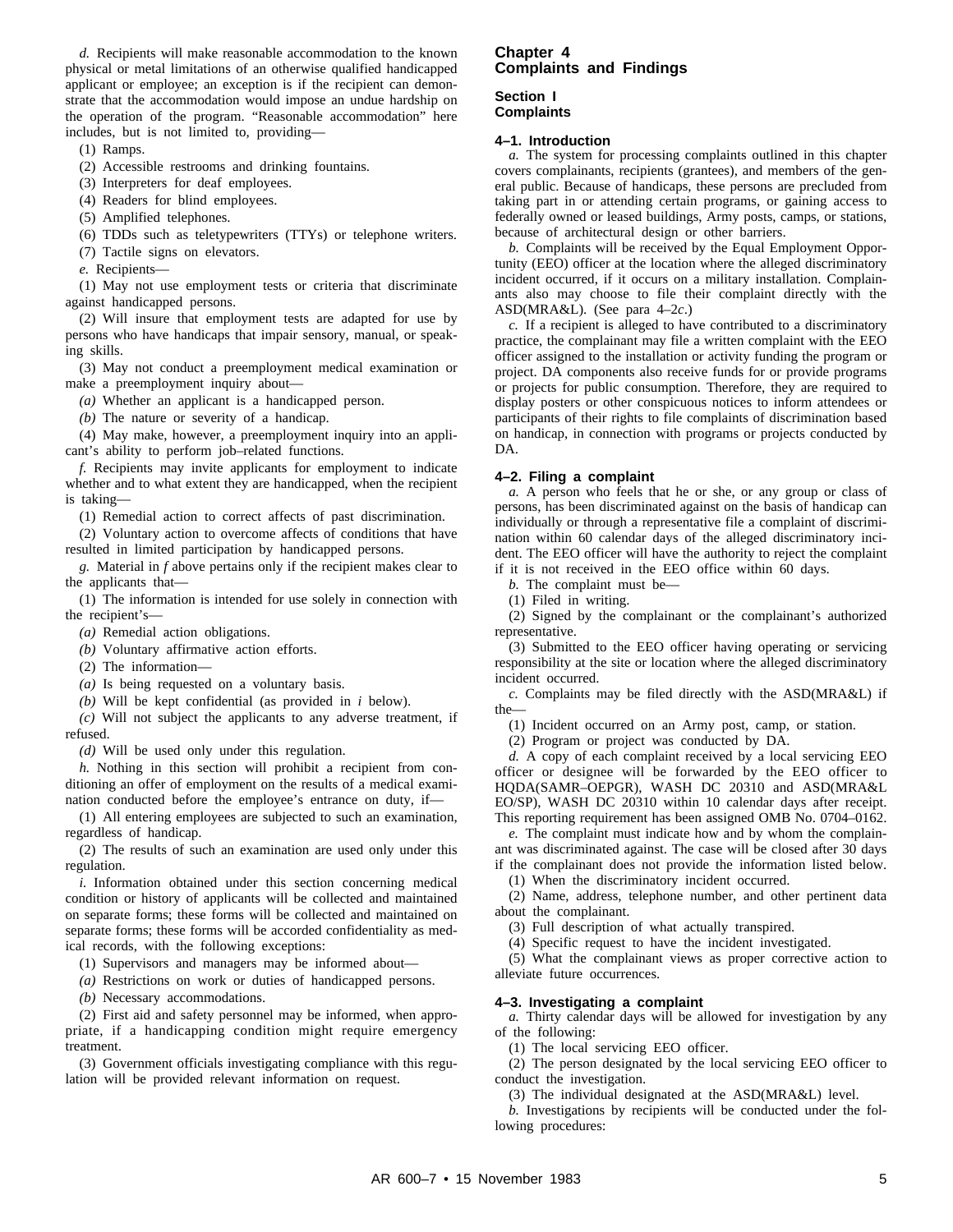*d.* Recipients will make reasonable accommodation to the known physical or metal limitations of an otherwise qualified handicapped applicant or employee; an exception is if the recipient can demonstrate that the accommodation would impose an undue hardship on the operation of the program. "Reasonable accommodation" here includes, but is not limited to, providing—

(1) Ramps.

(2) Accessible restrooms and drinking fountains.

(3) Interpreters for deaf employees.

(4) Readers for blind employees.

(5) Amplified telephones.

(6) TDDs such as teletypewriters (TTYs) or telephone writers.

(7) Tactile signs on elevators.

*e.* Recipients—

(1) May not use employment tests or criteria that discriminate against handicapped persons.

(2) Will insure that employment tests are adapted for use by persons who have handicaps that impair sensory, manual, or speaking skills.

(3) May not conduct a preemployment medical examination or make a preemployment inquiry about—

*(a)* Whether an applicant is a handicapped person.

*(b)* The nature or severity of a handicap.

(4) May make, however, a preemployment inquiry into an applicant's ability to perform job–related functions.

*f.* Recipients may invite applicants for employment to indicate whether and to what extent they are handicapped, when the recipient is taking—

(1) Remedial action to correct affects of past discrimination.

(2) Voluntary action to overcome affects of conditions that have resulted in limited participation by handicapped persons.

*g.* Material in *f* above pertains only if the recipient makes clear to the applicants that—

(1) The information is intended for use solely in connection with the recipient's—

*(a)* Remedial action obligations.

*(b)* Voluntary affirmative action efforts.

(2) The information—

*(a)* Is being requested on a voluntary basis.

*(b)* Will be kept confidential (as provided in *i* below).

*(c)* Will not subject the applicants to any adverse treatment, if refused.

*(d)* Will be used only under this regulation.

*h.* Nothing in this section will prohibit a recipient from conditioning an offer of employment on the results of a medical examination conducted before the employee's entrance on duty, if—

(1) All entering employees are subjected to such an examination, regardless of handicap.

(2) The results of such an examination are used only under this regulation.

*i.* Information obtained under this section concerning medical condition or history of applicants will be collected and maintained on separate forms; these forms will be collected and maintained on separate forms; these forms will be accorded confidentiality as medical records, with the following exceptions:

(1) Supervisors and managers may be informed about—

*(a)* Restrictions on work or duties of handicapped persons.

*(b)* Necessary accommodations.

(2) First aid and safety personnel may be informed, when appropriate, if a handicapping condition might require emergency treatment.

(3) Government officials investigating compliance with this regulation will be provided relevant information on request.

# Chapter 4
# Complaints and Findings

## Section I
## Complaints

### 4–1. Introduction

*a.* The system for processing complaints outlined in this chapter covers complainants, recipients (grantees), and members of the general public. Because of handicaps, these persons are precluded from taking part in or attending certain programs, or gaining access to federally owned or leased buildings, Army posts, camps, or stations, because of architectural design or other barriers.

*b.* Complaints will be received by the Equal Employment Opportunity (EEO) officer at the location where the alleged discriminatory incident occurred, if it occurs on a military installation. Complainants also may choose to file their complaint directly with the ASD(MRA&L). (See para 4–2*c*.)

*c.* If a recipient is alleged to have contributed to a discriminatory practice, the complainant may file a written complaint with the EEO officer assigned to the installation or activity funding the program or project. DA components also receive funds for or provide programs or projects for public consumption. Therefore, they are required to display posters or other conspicuous notices to inform attendees or participants of their rights to file complaints of discrimination based on handicap, in connection with programs or projects conducted by DA.

### 4–2. Filing a complaint

*a.* A person who feels that he or she, or any group or class of persons, has been discriminated against on the basis of handicap can individually or through a representative file a complaint of discrimination within 60 calendar days of the alleged discriminatory incident. The EEO officer will have the authority to reject the complaint if it is not received in the EEO office within 60 days.

*b.* The complaint must be—

(1) Filed in writing.

(2) Signed by the complainant or the complainant's authorized representative.

(3) Submitted to the EEO officer having operating or servicing responsibility at the site or location where the alleged discriminatory incident occurred.

*c.* Complaints may be filed directly with the ASD(MRA&L) if the—

(1) Incident occurred on an Army post, camp, or station.

(2) Program or project was conducted by DA.

*d.* A copy of each complaint received by a local servicing EEO officer or designee will be forwarded by the EEO officer to HQDA(SAMR–OEPGR), WASH DC 20310 and ASD(MRA&L EO/SP), WASH DC 20310 within 10 calendar days after receipt. This reporting requirement has been assigned OMB No. 0704–0162.

*e.* The complaint must indicate how and by whom the complainant was discriminated against. The case will be closed after 30 days if the complainant does not provide the information listed below.

(1) When the discriminatory incident occurred.

(2) Name, address, telephone number, and other pertinent data about the complainant.

(3) Full description of what actually transpired.

(4) Specific request to have the incident investigated.

(5) What the complainant views as proper corrective action to alleviate future occurrences.

### 4–3. Investigating a complaint

*a.* Thirty calendar days will be allowed for investigation by any of the following:

(1) The local servicing EEO officer.

(2) The person designated by the local servicing EEO officer to conduct the investigation.

(3) The individual designated at the ASD(MRA&L) level.

*b.* Investigations by recipients will be conducted under the following procedures: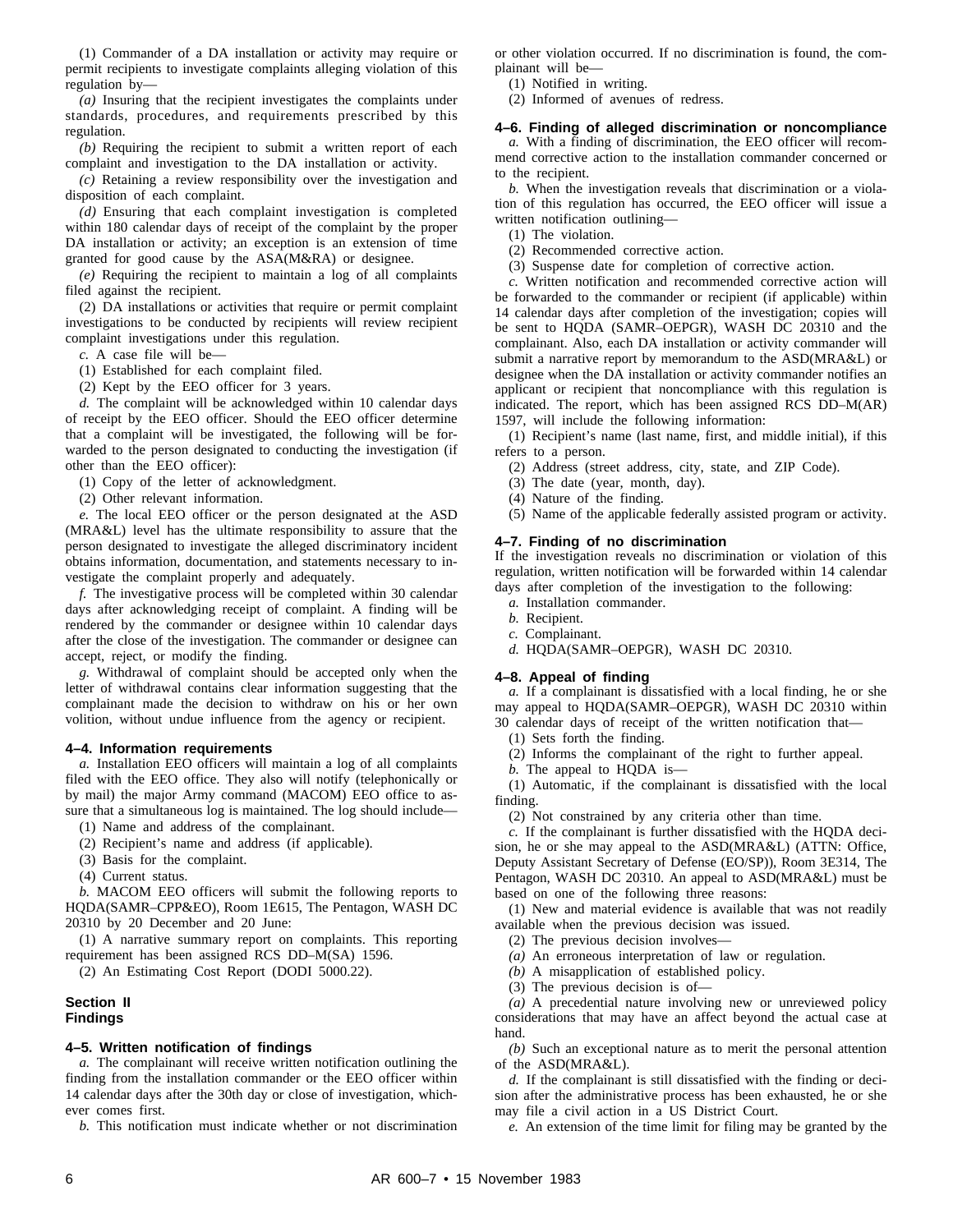(1) Commander of a DA installation or activity may require or permit recipients to investigate complaints alleging violation of this regulation by—

*(a)* Insuring that the recipient investigates the complaints under standards, procedures, and requirements prescribed by this regulation.

*(b)* Requiring the recipient to submit a written report of each complaint and investigation to the DA installation or activity.

*(c)* Retaining a review responsibility over the investigation and disposition of each complaint.

*(d)* Ensuring that each complaint investigation is completed within 180 calendar days of receipt of the complaint by the proper DA installation or activity; an exception is an extension of time granted for good cause by the ASA(M&RA) or designee.

*(e)* Requiring the recipient to maintain a log of all complaints filed against the recipient.

(2) DA installations or activities that require or permit complaint investigations to be conducted by recipients will review recipient complaint investigations under this regulation.

*c.* A case file will be—

(1) Established for each complaint filed.

(2) Kept by the EEO officer for 3 years.

*d.* The complaint will be acknowledged within 10 calendar days of receipt by the EEO officer. Should the EEO officer determine that a complaint will be investigated, the following will be forwarded to the person designated to conducting the investigation (if other than the EEO officer):

(1) Copy of the letter of acknowledgment.

(2) Other relevant information.

*e.* The local EEO officer or the person designated at the ASD (MRA&L) level has the ultimate responsibility to assure that the person designated to investigate the alleged discriminatory incident obtains information, documentation, and statements necessary to investigate the complaint properly and adequately.

*f.* The investigative process will be completed within 30 calendar days after acknowledging receipt of complaint. A finding will be rendered by the commander or designee within 10 calendar days after the close of the investigation. The commander or designee can accept, reject, or modify the finding.

*g.* Withdrawal of complaint should be accepted only when the letter of withdrawal contains clear information suggesting that the complainant made the decision to withdraw on his or her own volition, without undue influence from the agency or recipient.

#### 4–4. Information requirements

*a.* Installation EEO officers will maintain a log of all complaints filed with the EEO office. They also will notify (telephonically or by mail) the major Army command (MACOM) EEO office to assure that a simultaneous log is maintained. The log should include—

(1) Name and address of the complainant.

(2) Recipient's name and address (if applicable).

(3) Basis for the complaint.

(4) Current status.

*b.* MACOM EEO officers will submit the following reports to HQDA(SAMR–CPP&EO), Room 1E615, The Pentagon, WASH DC 20310 by 20 December and 20 June:

(1) A narrative summary report on complaints. This reporting requirement has been assigned RCS DD–M(SA) 1596.

(2) An Estimating Cost Report (DODI 5000.22).

### Section II
### Findings

#### 4–5. Written notification of findings

*a.* The complainant will receive written notification outlining the finding from the installation commander or the EEO officer within 14 calendar days after the 30th day or close of investigation, whichever comes first.

*b.* This notification must indicate whether or not discrimination or other violation occurred. If no discrimination is found, the complainant will be—

(1) Notified in writing.

(2) Informed of avenues of redress.

#### 4–6. Finding of alleged discrimination or noncompliance

*a.* With a finding of discrimination, the EEO officer will recommend corrective action to the installation commander concerned or to the recipient.

*b.* When the investigation reveals that discrimination or a violation of this regulation has occurred, the EEO officer will issue a written notification outlining—

(1) The violation.

(2) Recommended corrective action.

(3) Suspense date for completion of corrective action.

*c.* Written notification and recommended corrective action will be forwarded to the commander or recipient (if applicable) within 14 calendar days after completion of the investigation; copies will be sent to HQDA (SAMR–OEPGR), WASH DC 20310 and the complainant. Also, each DA installation or activity commander will submit a narrative report by memorandum to the ASD(MRA&L) or designee when the DA installation or activity commander notifies an applicant or recipient that noncompliance with this regulation is indicated. The report, which has been assigned RCS DD–M(AR) 1597, will include the following information:

(1) Recipient's name (last name, first, and middle initial), if this refers to a person.

(2) Address (street address, city, state, and ZIP Code).

(3) The date (year, month, day).

(4) Nature of the finding.

(5) Name of the applicable federally assisted program or activity.

#### 4–7. Finding of no discrimination

If the investigation reveals no discrimination or violation of this regulation, written notification will be forwarded within 14 calendar days after completion of the investigation to the following:

*a.* Installation commander.

*b.* Recipient.

*c.* Complainant.

*d.* HQDA(SAMR–OEPGR), WASH DC 20310.

#### 4–8. Appeal of finding

*a.* If a complainant is dissatisfied with a local finding, he or she may appeal to HQDA(SAMR–OEPGR), WASH DC 20310 within 30 calendar days of receipt of the written notification that—

(1) Sets forth the finding.

(2) Informs the complainant of the right to further appeal.

*b.* The appeal to HQDA is—

(1) Automatic, if the complainant is dissatisfied with the local finding.

(2) Not constrained by any criteria other than time.

*c.* If the complainant is further dissatisfied with the HQDA decision, he or she may appeal to the ASD(MRA&L) (ATTN: Office, Deputy Assistant Secretary of Defense (EO/SP)), Room 3E314, The Pentagon, WASH DC 20310. An appeal to ASD(MRA&L) must be based on one of the following three reasons:

(1) New and material evidence is available that was not readily available when the previous decision was issued.

(2) The previous decision involves—

*(a)* An erroneous interpretation of law or regulation.

*(b)* A misapplication of established policy.

(3) The previous decision is of—

*(a)* A precedential nature involving new or unreviewed policy considerations that may have an affect beyond the actual case at hand.

*(b)* Such an exceptional nature as to merit the personal attention of the ASD(MRA&L).

*d.* If the complainant is still dissatisfied with the finding or decision after the administrative process has been exhausted, he or she may file a civil action in a US District Court.

*e.* An extension of the time limit for filing may be granted by the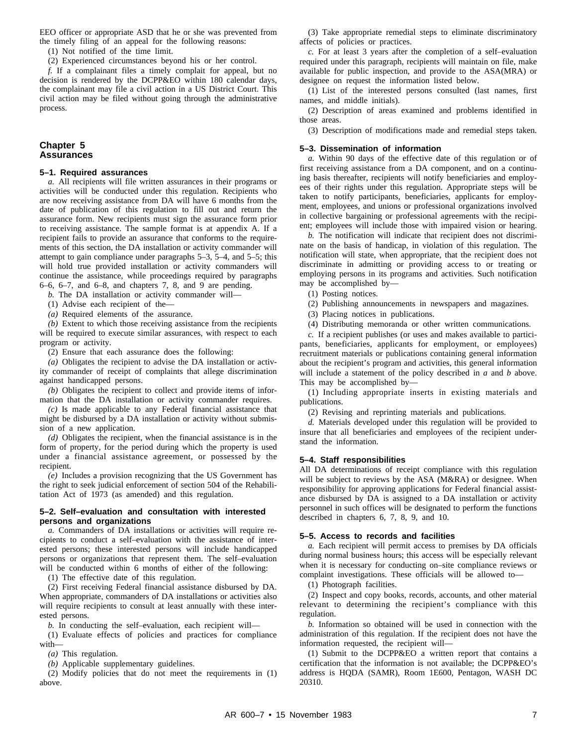EEO officer or appropriate ASD that he or she was prevented from the timely filing of an appeal for the following reasons:

(1) Not notified of the time limit.

(2) Experienced circumstances beyond his or her control.

*f.* If a complainant files a timely complait for appeal, but no decision is rendered by the DCPP&EO within 180 calendar days, the complainant may file a civil action in a US District Court. This civil action may be filed without going through the administrative process.

## Chapter 5
## Assurances

### 5–1. Required assurances

*a.* All recipients will file written assurances in their programs or activities will be conducted under this regulation. Recipients who are now receiving assistance from DA will have 6 months from the date of publication of this regulation to fill out and return the assurance form. New recipients must sign the assurance form prior to receiving assistance. The sample format is at appendix A. If a recipient fails to provide an assurance that conforms to the requirements of this section, the DA installation or activity commander will attempt to gain compliance under paragraphs 5–3, 5–4, and 5–5; this will hold true provided installation or activity commanders will continue the assistance, while proceedings required by paragraphs 6–6, 6–7, and 6–8, and chapters 7, 8, and 9 are pending.

*b.* The DA installation or activity commander will—

(1) Advise each recipient of the—

*(a)* Required elements of the assurance.

*(b)* Extent to which those receiving assistance from the recipients will be required to execute similar assurances, with respect to each program or activity.

(2) Ensure that each assurance does the following:

*(a)* Obligates the recipient to advise the DA installation or activity commander of receipt of complaints that allege discrimination against handicapped persons.

*(b)* Obligates the recipient to collect and provide items of information that the DA installation or activity commander requires.

*(c)* Is made applicable to any Federal financial assistance that might be disbursed by a DA installation or activity without submission of a new application.

*(d)* Obligates the recipient, when the financial assistance is in the form of property, for the period during which the property is used under a financial assistance agreement, or possessed by the recipient.

*(e)* Includes a provision recognizing that the US Government has the right to seek judicial enforcement of section 504 of the Rehabilitation Act of 1973 (as amended) and this regulation.

### 5–2. Self–evaluation and consultation with interested persons and organizations

*a.* Commanders of DA installations or activities will require recipients to conduct a self–evaluation with the assistance of interested persons; these interested persons will include handicapped persons or organizations that represent them. The self–evaluation will be conducted within 6 months of either of the following:

(1) The effective date of this regulation.

(2) First receiving Federal financial assistance disbursed by DA. When appropriate, commanders of DA installations or activities also will require recipients to consult at least annually with these interested persons.

*b.* In conducting the self–evaluation, each recipient will—

(1) Evaluate effects of policies and practices for compliance with—

*(a)* This regulation.

*(b)* Applicable supplementary guidelines.

(2) Modify policies that do not meet the requirements in (1) above.

(3) Take appropriate remedial steps to eliminate discriminatory affects of policies or practices.

*c.* For at least 3 years after the completion of a self–evaluation required under this paragraph, recipients will maintain on file, make available for public inspection, and provide to the ASA(MRA) or designee on request the information listed below.

(1) List of the interested persons consulted (last names, first names, and middle initials).

(2) Description of areas examined and problems identified in those areas.

(3) Description of modifications made and remedial steps taken.

### 5–3. Dissemination of information

*a.* Within 90 days of the effective date of this regulation or of first receiving assistance from a DA component, and on a continuing basis thereafter, recipients will notify beneficiaries and employees of their rights under this regulation. Appropriate steps will be taken to notify participants, beneficiaries, applicants for employment, employees, and unions or professional organizations involved in collective bargaining or professional agreements with the recipient; employees will include those with impaired vision or hearing.

*b.* The notification will indicate that recipient does not discriminate on the basis of handicap, in violation of this regulation. The notification will state, when appropriate, that the recipient does not discriminate in admitting or providing access to or treating or employing persons in its programs and activities. Such notification may be accomplished by—

(1) Posting notices.

(2) Publishing announcements in newspapers and magazines.

(3) Placing notices in publications.

(4) Distributing memoranda or other written communications.

*c.* If a recipient publishes (or uses and makes available to participants, beneficiaries, applicants for employment, or employees) recruitment materials or publications containing general information about the recipient's program and activities, this general information will include a statement of the policy described in *a* and *b* above. This may be accomplished by—

(1) Including appropriate inserts in existing materials and publications.

(2) Revising and reprinting materials and publications.

*d.* Materials developed under this regulation will be provided to insure that all beneficiaries and employees of the recipient understand the information.

### 5–4. Staff responsibilities

All DA determinations of receipt compliance with this regulation will be subject to reviews by the ASA (M&RA) or designee. When responsibility for approving applications for Federal financial assistance disbursed by DA is assigned to a DA installation or activity personnel in such offices will be designated to perform the functions described in chapters 6, 7, 8, 9, and 10.

### 5–5. Access to records and facilities

*a.* Each recipient will permit access to premises by DA officials during normal business hours; this access will be especially relevant when it is necessary for conducting on–site compliance reviews or complaint investigations. These officials will be allowed to—

(1) Photograph facilities.

(2) Inspect and copy books, records, accounts, and other material relevant to determining the recipient's compliance with this regulation.

*b.* Information so obtained will be used in connection with the administration of this regulation. If the recipient does not have the information requested, the recipient will—

(1) Submit to the DCPP&EO a written report that contains a certification that the information is not available; the DCPP&EO's address is HQDA (SAMR), Room 1E600, Pentagon, WASH DC 20310.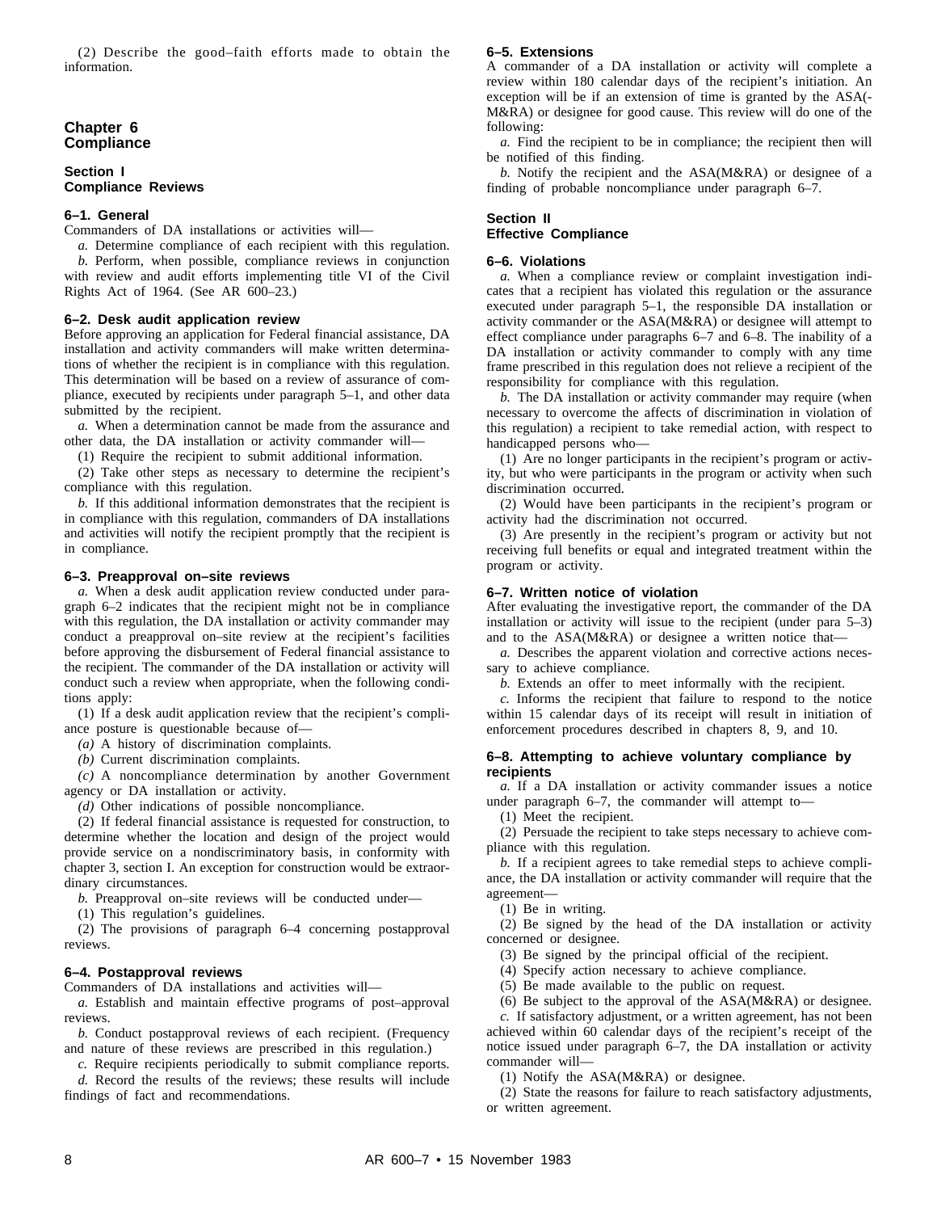(2) Describe the good–faith efforts made to obtain the information.

## Chapter 6
## Compliance

### Section I
### Compliance Reviews

#### 6–1. General

Commanders of DA installations or activities will—

*a.* Determine compliance of each recipient with this regulation.

*b.* Perform, when possible, compliance reviews in conjunction with review and audit efforts implementing title VI of the Civil Rights Act of 1964. (See AR 600–23.)

#### 6–2. Desk audit application review

Before approving an application for Federal financial assistance, DA installation and activity commanders will make written determinations of whether the recipient is in compliance with this regulation. This determination will be based on a review of assurance of compliance, executed by recipients under paragraph 5–1, and other data submitted by the recipient.

*a.* When a determination cannot be made from the assurance and other data, the DA installation or activity commander will—

(1) Require the recipient to submit additional information.

(2) Take other steps as necessary to determine the recipient's compliance with this regulation.

*b.* If this additional information demonstrates that the recipient is in compliance with this regulation, commanders of DA installations and activities will notify the recipient promptly that the recipient is in compliance.

#### 6–3. Preapproval on–site reviews

*a.* When a desk audit application review conducted under paragraph 6–2 indicates that the recipient might not be in compliance with this regulation, the DA installation or activity commander may conduct a preapproval on–site review at the recipient's facilities before approving the disbursement of Federal financial assistance to the recipient. The commander of the DA installation or activity will conduct such a review when appropriate, when the following conditions apply:

(1) If a desk audit application review that the recipient's compliance posture is questionable because of—

*(a)* A history of discrimination complaints.

*(b)* Current discrimination complaints.

*(c)* A noncompliance determination by another Government agency or DA installation or activity.

*(d)* Other indications of possible noncompliance.

(2) If federal financial assistance is requested for construction, to determine whether the location and design of the project would provide service on a nondiscriminatory basis, in conformity with chapter 3, section I. An exception for construction would be extraordinary circumstances.

*b.* Preapproval on–site reviews will be conducted under—

(1) This regulation's guidelines.

(2) The provisions of paragraph 6–4 concerning postapproval reviews.

#### 6–4. Postapproval reviews

Commanders of DA installations and activities will—

*a.* Establish and maintain effective programs of post–approval reviews.

*b.* Conduct postapproval reviews of each recipient. (Frequency and nature of these reviews are prescribed in this regulation.)

*c.* Require recipients periodically to submit compliance reports.

*d.* Record the results of the reviews; these results will include findings of fact and recommendations.

#### 6–5. Extensions

A commander of a DA installation or activity will complete a review within 180 calendar days of the recipient's initiation. An exception will be if an extension of time is granted by the ASA(M&RA) or designee for good cause. This review will do one of the following:

*a.* Find the recipient to be in compliance; the recipient then will be notified of this finding.

*b.* Notify the recipient and the ASA(M&RA) or designee of a finding of probable noncompliance under paragraph 6–7.

### Section II
### Effective Compliance

#### 6–6. Violations

*a.* When a compliance review or complaint investigation indicates that a recipient has violated this regulation or the assurance executed under paragraph 5–1, the responsible DA installation or activity commander or the ASA(M&RA) or designee will attempt to effect compliance under paragraphs 6–7 and 6–8. The inability of a DA installation or activity commander to comply with any time frame prescribed in this regulation does not relieve a recipient of the responsibility for compliance with this regulation.

*b.* The DA installation or activity commander may require (when necessary to overcome the affects of discrimination in violation of this regulation) a recipient to take remedial action, with respect to handicapped persons who—

(1) Are no longer participants in the recipient's program or activity, but who were participants in the program or activity when such discrimination occurred.

(2) Would have been participants in the recipient's program or activity had the discrimination not occurred.

(3) Are presently in the recipient's program or activity but not receiving full benefits or equal and integrated treatment within the program or activity.

#### 6–7. Written notice of violation

After evaluating the investigative report, the commander of the DA installation or activity will issue to the recipient (under para 5–3) and to the ASA(M&RA) or designee a written notice that—

*a.* Describes the apparent violation and corrective actions necessary to achieve compliance.

*b.* Extends an offer to meet informally with the recipient.

*c.* Informs the recipient that failure to respond to the notice within 15 calendar days of its receipt will result in initiation of enforcement procedures described in chapters 8, 9, and 10.

#### 6–8. Attempting to achieve voluntary compliance by recipients

*a.* If a DA installation or activity commander issues a notice under paragraph 6–7, the commander will attempt to—

(1) Meet the recipient.

(2) Persuade the recipient to take steps necessary to achieve compliance with this regulation.

*b.* If a recipient agrees to take remedial steps to achieve compliance, the DA installation or activity commander will require that the agreement—

(1) Be in writing.

(2) Be signed by the head of the DA installation or activity concerned or designee.

(3) Be signed by the principal official of the recipient.

(4) Specify action necessary to achieve compliance.

(5) Be made available to the public on request.

(6) Be subject to the approval of the ASA(M&RA) or designee.

*c.* If satisfactory adjustment, or a written agreement, has not been achieved within 60 calendar days of the recipient's receipt of the notice issued under paragraph 6–7, the DA installation or activity commander will—

(1) Notify the ASA(M&RA) or designee.

(2) State the reasons for failure to reach satisfactory adjustments, or written agreement.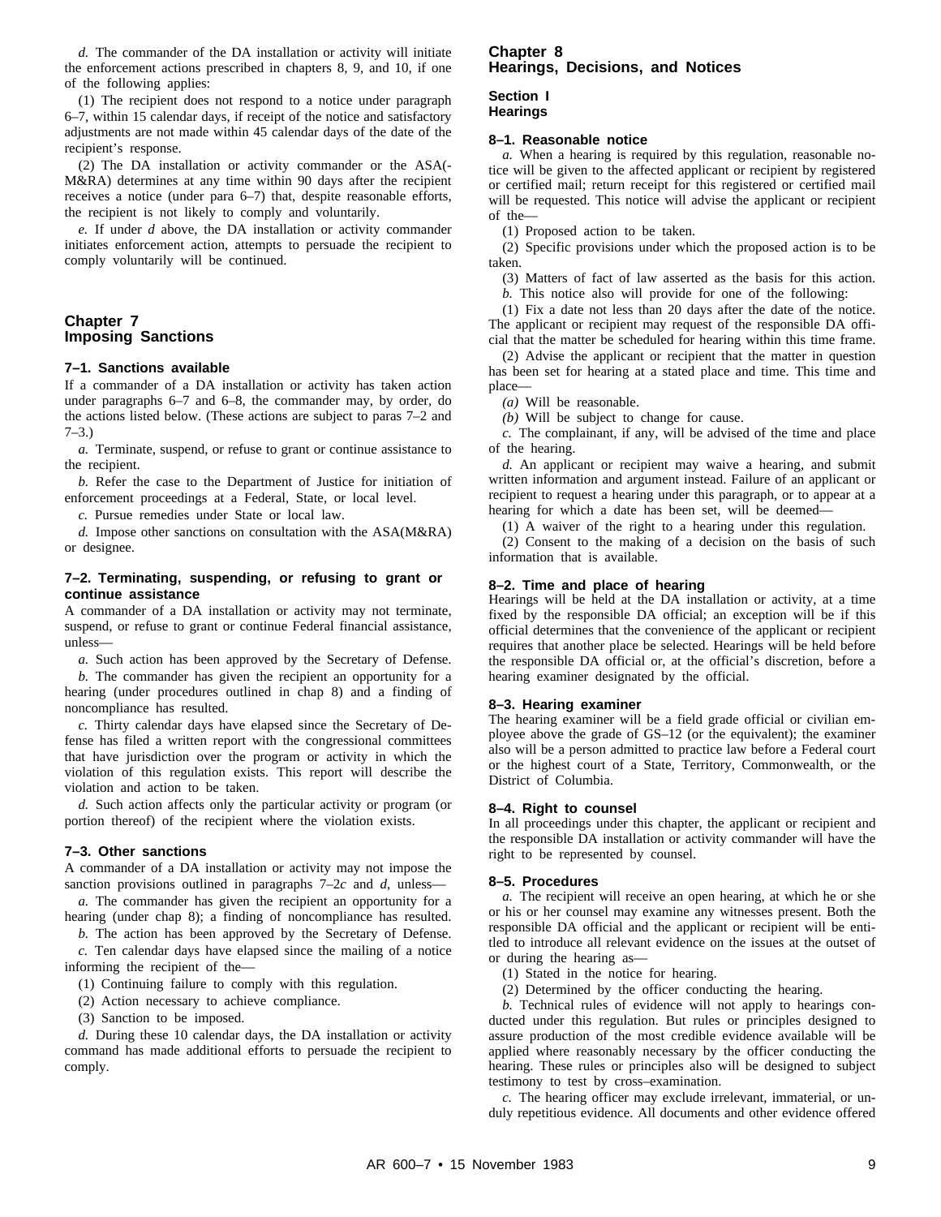*d.* The commander of the DA installation or activity will initiate the enforcement actions prescribed in chapters 8, 9, and 10, if one of the following applies:

(1) The recipient does not respond to a notice under paragraph 6–7, within 15 calendar days, if receipt of the notice and satisfactory adjustments are not made within 45 calendar days of the date of the recipient's response.

(2) The DA installation or activity commander or the ASA(M&RA) determines at any time within 90 days after the recipient receives a notice (under para 6–7) that, despite reasonable efforts, the recipient is not likely to comply and voluntarily.

*e.* If under *d* above, the DA installation or activity commander initiates enforcement action, attempts to persuade the recipient to comply voluntarily will be continued.

## Chapter 7
## Imposing Sanctions

### 7–1. Sanctions available

If a commander of a DA installation or activity has taken action under paragraphs 6–7 and 6–8, the commander may, by order, do the actions listed below. (These actions are subject to paras 7–2 and 7–3.)

*a.* Terminate, suspend, or refuse to grant or continue assistance to the recipient.

*b.* Refer the case to the Department of Justice for initiation of enforcement proceedings at a Federal, State, or local level.

*c.* Pursue remedies under State or local law.

*d.* Impose other sanctions on consultation with the ASA(M&RA) or designee.

### 7–2. Terminating, suspending, or refusing to grant or continue assistance

A commander of a DA installation or activity may not terminate, suspend, or refuse to grant or continue Federal financial assistance, unless—

*a.* Such action has been approved by the Secretary of Defense.

*b.* The commander has given the recipient an opportunity for a hearing (under procedures outlined in chap 8) and a finding of noncompliance has resulted.

*c.* Thirty calendar days have elapsed since the Secretary of Defense has filed a written report with the congressional committees that have jurisdiction over the program or activity in which the violation of this regulation exists. This report will describe the violation and action to be taken.

*d.* Such action affects only the particular activity or program (or portion thereof) of the recipient where the violation exists.

### 7–3. Other sanctions

A commander of a DA installation or activity may not impose the sanction provisions outlined in paragraphs 7–2*c* and *d*, unless—

*a.* The commander has given the recipient an opportunity for a hearing (under chap 8); a finding of noncompliance has resulted.

*b.* The action has been approved by the Secretary of Defense.

*c.* Ten calendar days have elapsed since the mailing of a notice informing the recipient of the—

(1) Continuing failure to comply with this regulation.

(2) Action necessary to achieve compliance.

(3) Sanction to be imposed.

*d.* During these 10 calendar days, the DA installation or activity command has made additional efforts to persuade the recipient to comply.

## Chapter 8
## Hearings, Decisions, and Notices

### Section I
### Hearings

### 8–1. Reasonable notice

*a.* When a hearing is required by this regulation, reasonable notice will be given to the affected applicant or recipient by registered or certified mail; return receipt for this registered or certified mail will be requested. This notice will advise the applicant or recipient of the—

(1) Proposed action to be taken.

(2) Specific provisions under which the proposed action is to be taken.

(3) Matters of fact of law asserted as the basis for this action.

*b.* This notice also will provide for one of the following:

(1) Fix a date not less than 20 days after the date of the notice. The applicant or recipient may request of the responsible DA official that the matter be scheduled for hearing within this time frame.

(2) Advise the applicant or recipient that the matter in question has been set for hearing at a stated place and time. This time and place—

*(a)* Will be reasonable.

*(b)* Will be subject to change for cause.

*c.* The complainant, if any, will be advised of the time and place of the hearing.

*d.* An applicant or recipient may waive a hearing, and submit written information and argument instead. Failure of an applicant or recipient to request a hearing under this paragraph, or to appear at a hearing for which a date has been set, will be deemed—

(1) A waiver of the right to a hearing under this regulation.

(2) Consent to the making of a decision on the basis of such information that is available.

### 8–2. Time and place of hearing

Hearings will be held at the DA installation or activity, at a time fixed by the responsible DA official; an exception will be if this official determines that the convenience of the applicant or recipient requires that another place be selected. Hearings will be held before the responsible DA official or, at the official's discretion, before a hearing examiner designated by the official.

### 8–3. Hearing examiner

The hearing examiner will be a field grade official or civilian employee above the grade of GS–12 (or the equivalent); the examiner also will be a person admitted to practice law before a Federal court or the highest court of a State, Territory, Commonwealth, or the District of Columbia.

### 8–4. Right to counsel

In all proceedings under this chapter, the applicant or recipient and the responsible DA installation or activity commander will have the right to be represented by counsel.

### 8–5. Procedures

*a.* The recipient will receive an open hearing, at which he or she or his or her counsel may examine any witnesses present. Both the responsible DA official and the applicant or recipient will be entitled to introduce all relevant evidence on the issues at the outset of or during the hearing as—

(1) Stated in the notice for hearing.

(2) Determined by the officer conducting the hearing.

*b.* Technical rules of evidence will not apply to hearings conducted under this regulation. But rules or principles designed to assure production of the most credible evidence available will be applied where reasonably necessary by the officer conducting the hearing. These rules or principles also will be designed to subject testimony to test by cross–examination.

*c.* The hearing officer may exclude irrelevant, immaterial, or unduly repetitious evidence. All documents and other evidence offered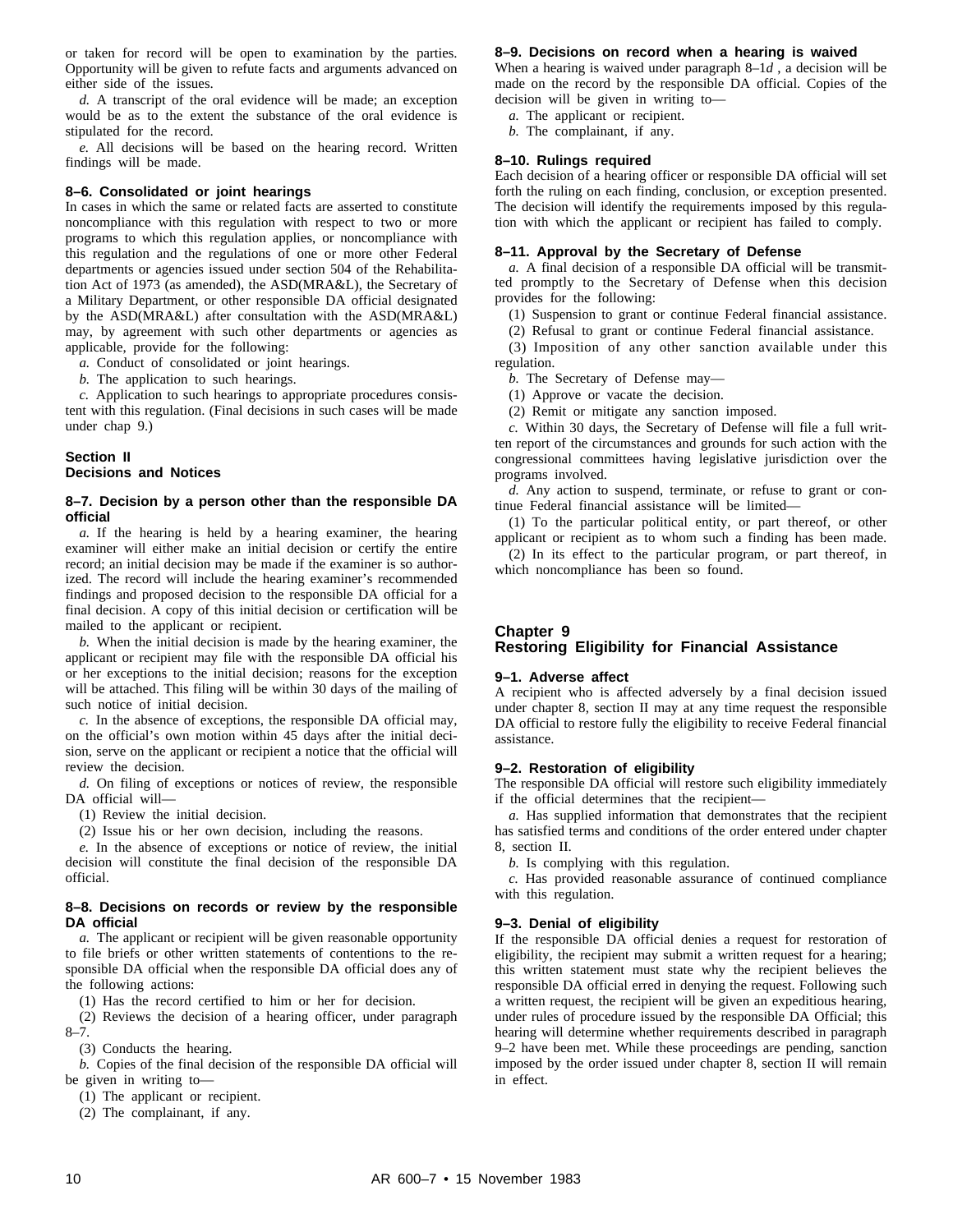or taken for record will be open to examination by the parties. Opportunity will be given to refute facts and arguments advanced on either side of the issues.

*d.* A transcript of the oral evidence will be made; an exception would be as to the extent the substance of the oral evidence is stipulated for the record.

*e.* All decisions will be based on the hearing record. Written findings will be made.

**8–6. Consolidated or joint hearings**

In cases in which the same or related facts are asserted to constitute noncompliance with this regulation with respect to two or more programs to which this regulation applies, or noncompliance with this regulation and the regulations of one or more other Federal departments or agencies issued under section 504 of the Rehabilitation Act of 1973 (as amended), the ASD(MRA&L), the Secretary of a Military Department, or other responsible DA official designated by the ASD(MRA&L) after consultation with the ASD(MRA&L) may, by agreement with such other departments or agencies as applicable, provide for the following:

*a.* Conduct of consolidated or joint hearings.

*b.* The application to such hearings.

*c.* Application to such hearings to appropriate procedures consistent with this regulation. (Final decisions in such cases will be made under chap 9.)

## Section II
## Decisions and Notices

**8–7. Decision by a person other than the responsible DA official**

*a.* If the hearing is held by a hearing examiner, the hearing examiner will either make an initial decision or certify the entire record; an initial decision may be made if the examiner is so authorized. The record will include the hearing examiner's recommended findings and proposed decision to the responsible DA official for a final decision. A copy of this initial decision or certification will be mailed to the applicant or recipient.

*b.* When the initial decision is made by the hearing examiner, the applicant or recipient may file with the responsible DA official his or her exceptions to the initial decision; reasons for the exception will be attached. This filing will be within 30 days of the mailing of such notice of initial decision.

*c.* In the absence of exceptions, the responsible DA official may, on the official's own motion within 45 days after the initial decision, serve on the applicant or recipient a notice that the official will review the decision.

*d.* On filing of exceptions or notices of review, the responsible DA official will—

(1) Review the initial decision.

(2) Issue his or her own decision, including the reasons.

*e.* In the absence of exceptions or notice of review, the initial decision will constitute the final decision of the responsible DA official.

**8–8. Decisions on records or review by the responsible DA official**

*a.* The applicant or recipient will be given reasonable opportunity to file briefs or other written statements of contentions to the responsible DA official when the responsible DA official does any of the following actions:

(1) Has the record certified to him or her for decision.

(2) Reviews the decision of a hearing officer, under paragraph 8–7.

(3) Conducts the hearing.

*b.* Copies of the final decision of the responsible DA official will be given in writing to—

(1) The applicant or recipient.

(2) The complainant, if any.

**8–9. Decisions on record when a hearing is waived**

When a hearing is waived under paragraph 8–1*d* , a decision will be made on the record by the responsible DA official. Copies of the decision will be given in writing to—

*a.* The applicant or recipient.

*b.* The complainant, if any.

**8–10. Rulings required**

Each decision of a hearing officer or responsible DA official will set forth the ruling on each finding, conclusion, or exception presented. The decision will identify the requirements imposed by this regulation with which the applicant or recipient has failed to comply.

**8–11. Approval by the Secretary of Defense**

*a.* A final decision of a responsible DA official will be transmitted promptly to the Secretary of Defense when this decision provides for the following:

(1) Suspension to grant or continue Federal financial assistance.

(2) Refusal to grant or continue Federal financial assistance.

(3) Imposition of any other sanction available under this regulation.

*b.* The Secretary of Defense may—

(1) Approve or vacate the decision.

(2) Remit or mitigate any sanction imposed.

*c.* Within 30 days, the Secretary of Defense will file a full written report of the circumstances and grounds for such action with the congressional committees having legislative jurisdiction over the programs involved.

*d.* Any action to suspend, terminate, or refuse to grant or continue Federal financial assistance will be limited—

(1) To the particular political entity, or part thereof, or other applicant or recipient as to whom such a finding has been made.

(2) In its effect to the particular program, or part thereof, in which noncompliance has been so found.

# Chapter 9
# Restoring Eligibility for Financial Assistance

**9–1. Adverse affect**

A recipient who is affected adversely by a final decision issued under chapter 8, section II may at any time request the responsible DA official to restore fully the eligibility to receive Federal financial assistance.

**9–2. Restoration of eligibility**

The responsible DA official will restore such eligibility immediately if the official determines that the recipient—

*a.* Has supplied information that demonstrates that the recipient has satisfied terms and conditions of the order entered under chapter 8, section II.

*b.* Is complying with this regulation.

*c.* Has provided reasonable assurance of continued compliance with this regulation.

**9–3. Denial of eligibility**

If the responsible DA official denies a request for restoration of eligibility, the recipient may submit a written request for a hearing; this written statement must state why the recipient believes the responsible DA official erred in denying the request. Following such a written request, the recipient will be given an expeditious hearing, under rules of procedure issued by the responsible DA Official; this hearing will determine whether requirements described in paragraph 9–2 have been met. While these proceedings are pending, sanction imposed by the order issued under chapter 8, section II will remain in effect.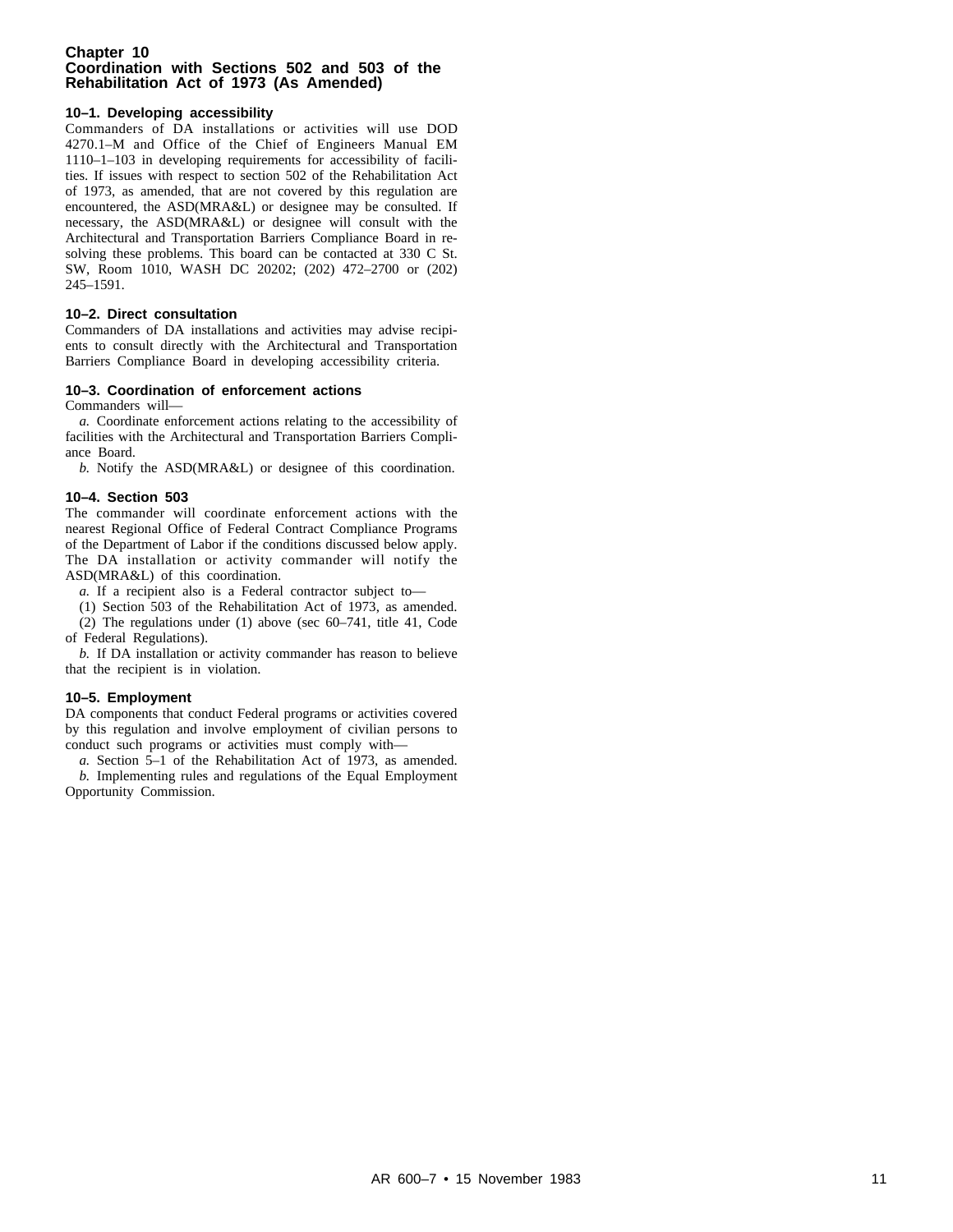## Chapter 10
## Coordination with Sections 502 and 503 of the Rehabilitation Act of 1973 (As Amended)

### 10–1. Developing accessibility

Commanders of DA installations or activities will use DOD 4270.1–M and Office of the Chief of Engineers Manual EM 1110–1–103 in developing requirements for accessibility of facilities. If issues with respect to section 502 of the Rehabilitation Act of 1973, as amended, that are not covered by this regulation are encountered, the ASD(MRA&L) or designee may be consulted. If necessary, the ASD(MRA&L) or designee will consult with the Architectural and Transportation Barriers Compliance Board in resolving these problems. This board can be contacted at 330 C St. SW, Room 1010, WASH DC 20202; (202) 472–2700 or (202) 245–1591.

### 10–2. Direct consultation

Commanders of DA installations and activities may advise recipients to consult directly with the Architectural and Transportation Barriers Compliance Board in developing accessibility criteria.

### 10–3. Coordination of enforcement actions

Commanders will—

*a.* Coordinate enforcement actions relating to the accessibility of facilities with the Architectural and Transportation Barriers Compliance Board.

*b.* Notify the ASD(MRA&L) or designee of this coordination.

### 10–4. Section 503

The commander will coordinate enforcement actions with the nearest Regional Office of Federal Contract Compliance Programs of the Department of Labor if the conditions discussed below apply. The DA installation or activity commander will notify the ASD(MRA&L) of this coordination.

*a.* If a recipient also is a Federal contractor subject to—

(1) Section 503 of the Rehabilitation Act of 1973, as amended.

(2) The regulations under (1) above (sec 60–741, title 41, Code of Federal Regulations).

*b.* If DA installation or activity commander has reason to believe that the recipient is in violation.

### 10–5. Employment

DA components that conduct Federal programs or activities covered by this regulation and involve employment of civilian persons to conduct such programs or activities must comply with—

*a.* Section 5–1 of the Rehabilitation Act of 1973, as amended.

*b.* Implementing rules and regulations of the Equal Employment Opportunity Commission.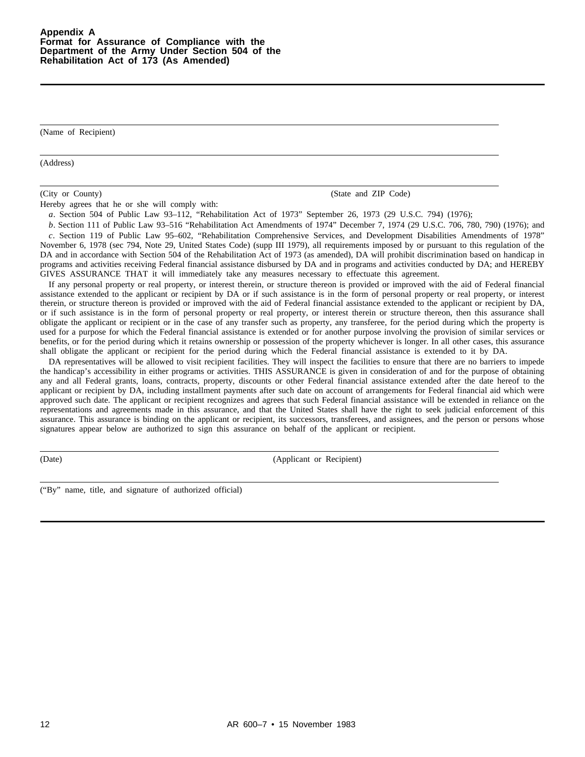# Appendix A
## Format for Assurance of Compliance with the Department of the Army Under Section 504 of the Rehabilitation Act of 173 (As Amended)

---

(Name of Recipient)

---

(Address)

---

(City or County) (State and ZIP Code)

Hereby agrees that he or she will comply with:

*a*. Section 504 of Public Law 93–112, "Rehabilitation Act of 1973" September 26, 1973 (29 U.S.C. 794) (1976);

*b*. Section 111 of Public Law 93–516 "Rehabilitation Act Amendments of 1974" December 7, 1974 (29 U.S.C. 706, 780, 790) (1976); and

*c*. Section 119 of Public Law 95–602, "Rehabilitation Comprehensive Services, and Development Disabilities Amendments of 1978" November 6, 1978 (sec 794, Note 29, United States Code) (supp III 1979), all requirements imposed by or pursuant to this regulation of the DA and in accordance with Section 504 of the Rehabilitation Act of 1973 (as amended), DA will prohibit discrimination based on handicap in programs and activities receiving Federal financial assistance disbursed by DA and in programs and activities conducted by DA; and HEREBY GIVES ASSURANCE THAT it will immediately take any measures necessary to effectuate this agreement.

If any personal property or real property, or interest therein, or structure thereon is provided or improved with the aid of Federal financial assistance extended to the applicant or recipient by DA or if such assistance is in the form of personal property or real property, or interest therein, or structure thereon is provided or improved with the aid of Federal financial assistance extended to the applicant or recipient by DA, or if such assistance is in the form of personal property or real property, or interest therein or structure thereon, then this assurance shall obligate the applicant or recipient or in the case of any transfer such as property, any transferee, for the period during which the property is used for a purpose for which the Federal financial assistance is extended or for another purpose involving the provision of similar services or benefits, or for the period during which it retains ownership or possession of the property whichever is longer. In all other cases, this assurance shall obligate the applicant or recipient for the period during which the Federal financial assistance is extended to it by DA.

DA representatives will be allowed to visit recipient facilities. They will inspect the facilities to ensure that there are no barriers to impede the handicap's accessibility in either programs or activities. THIS ASSURANCE is given in consideration of and for the purpose of obtaining any and all Federal grants, loans, contracts, property, discounts or other Federal financial assistance extended after the date hereof to the applicant or recipient by DA, including installment payments after such date on account of arrangements for Federal financial aid which were approved such date. The applicant or recipient recognizes and agrees that such Federal financial assistance will be extended in reliance on the representations and agreements made in this assurance, and that the United States shall have the right to seek judicial enforcement of this assurance. This assurance is binding on the applicant or recipient, its successors, transferees, and assignees, and the person or persons whose signatures appear below are authorized to sign this assurance on behalf of the applicant or recipient.

---

(Date) (Applicant or Recipient)

---

("By" name, title, and signature of authorized official)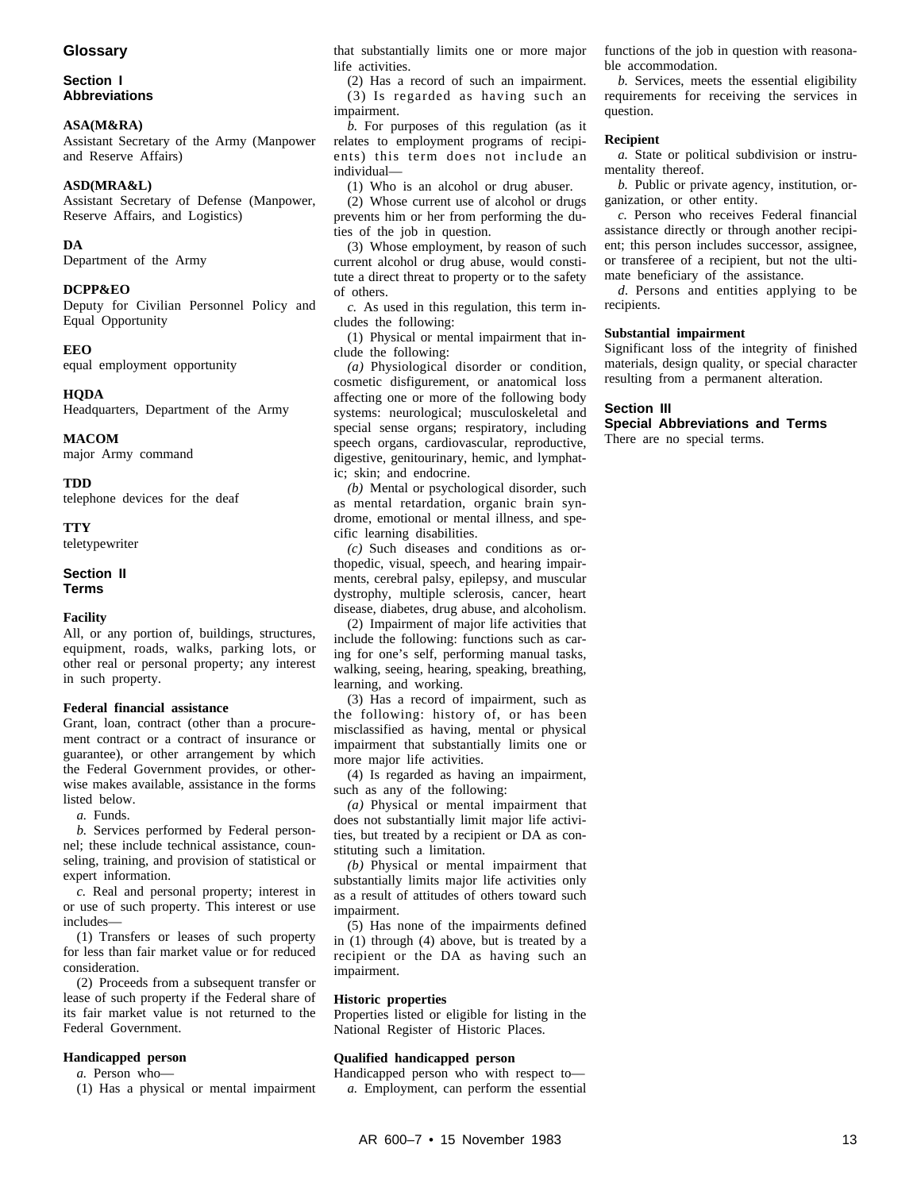# Glossary

## Section I
## Abbreviations

**ASA(M&RA)**
Assistant Secretary of the Army (Manpower and Reserve Affairs)

**ASD(MRA&L)**
Assistant Secretary of Defense (Manpower, Reserve Affairs, and Logistics)

**DA**
Department of the Army

**DCPP&EO**
Deputy for Civilian Personnel Policy and Equal Opportunity

**EEO**
equal employment opportunity

**HQDA**
Headquarters, Department of the Army

**MACOM**
major Army command

**TDD**
telephone devices for the deaf

**TTY**
teletypewriter

## Section II
## Terms

**Facility**
All, or any portion of, buildings, structures, equipment, roads, walks, parking lots, or other real or personal property; any interest in such property.

**Federal financial assistance**
Grant, loan, contract (other than a procurement contract or a contract of insurance or guarantee), or other arrangement by which the Federal Government provides, or otherwise makes available, assistance in the forms listed below.

*a.* Funds.

*b.* Services performed by Federal personnel; these include technical assistance, counseling, training, and provision of statistical or expert information.

*c.* Real and personal property; interest in or use of such property. This interest or use includes—

(1) Transfers or leases of such property for less than fair market value or for reduced consideration.

(2) Proceeds from a subsequent transfer or lease of such property if the Federal share of its fair market value is not returned to the Federal Government.

**Handicapped person**

*a.* Person who—

(1) Has a physical or mental impairment that substantially limits one or more major life activities.

(2) Has a record of such an impairment.

(3) Is regarded as having such an impairment.

*b.* For purposes of this regulation (as it relates to employment programs of recipients) this term does not include an individual—

(1) Who is an alcohol or drug abuser.

(2) Whose current use of alcohol or drugs prevents him or her from performing the duties of the job in question.

(3) Whose employment, by reason of such current alcohol or drug abuse, would constitute a direct threat to property or to the safety of others.

*c.* As used in this regulation, this term includes the following:

(1) Physical or mental impairment that include the following:

*(a)* Physiological disorder or condition, cosmetic disfigurement, or anatomical loss affecting one or more of the following body systems: neurological; musculoskeletal and special sense organs; respiratory, including speech organs, cardiovascular, reproductive, digestive, genitourinary, hemic, and lymphatic; skin; and endocrine.

*(b)* Mental or psychological disorder, such as mental retardation, organic brain syndrome, emotional or mental illness, and specific learning disabilities.

*(c)* Such diseases and conditions as orthopedic, visual, speech, and hearing impairments, cerebral palsy, epilepsy, and muscular dystrophy, multiple sclerosis, cancer, heart disease, diabetes, drug abuse, and alcoholism.

(2) Impairment of major life activities that include the following: functions such as caring for one's self, performing manual tasks, walking, seeing, hearing, speaking, breathing, learning, and working.

(3) Has a record of impairment, such as the following: history of, or has been misclassified as having, mental or physical impairment that substantially limits one or more major life activities.

(4) Is regarded as having an impairment, such as any of the following:

*(a)* Physical or mental impairment that does not substantially limit major life activities, but treated by a recipient or DA as constituting such a limitation.

*(b)* Physical or mental impairment that substantially limits major life activities only as a result of attitudes of others toward such impairment.

(5) Has none of the impairments defined in (1) through (4) above, but is treated by a recipient or the DA as having such an impairment.

**Historic properties**
Properties listed or eligible for listing in the National Register of Historic Places.

**Qualified handicapped person**
Handicapped person who with respect to—

*a.* Employment, can perform the essential functions of the job in question with reasonable accommodation.

*b.* Services, meets the essential eligibility requirements for receiving the services in question.

**Recipient**

*a.* State or political subdivision or instrumentality thereof.

*b.* Public or private agency, institution, organization, or other entity.

*c.* Person who receives Federal financial assistance directly or through another recipient; this person includes successor, assignee, or transferee of a recipient, but not the ultimate beneficiary of the assistance.

*d.* Persons and entities applying to be recipients.

**Substantial impairment**
Significant loss of the integrity of finished materials, design quality, or special character resulting from a permanent alteration.

## Section III
## Special Abbreviations and Terms

There are no special terms.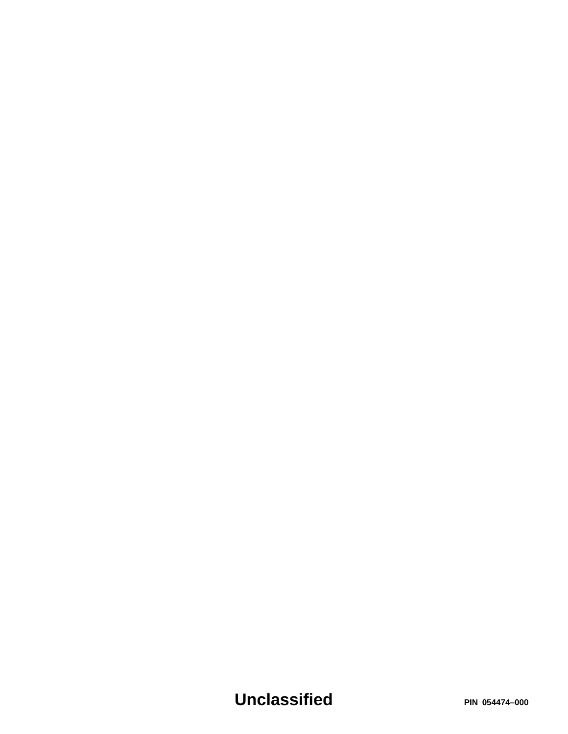**Unclassified**

**PIN 054474–000**